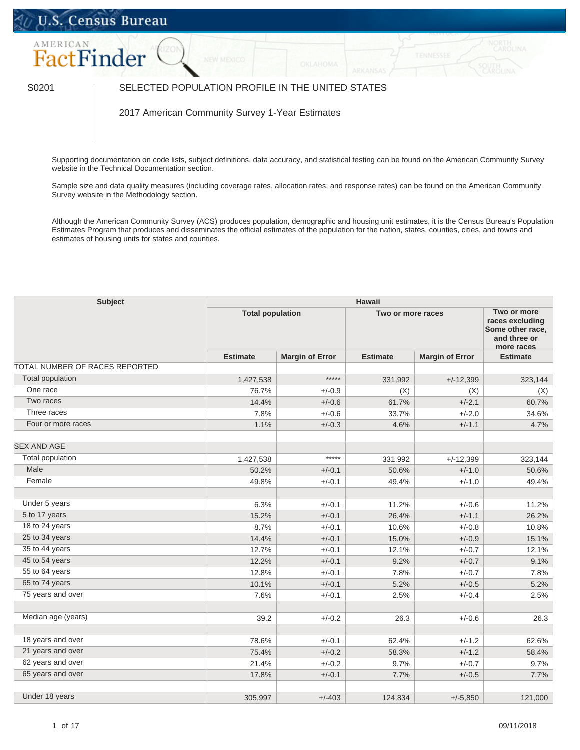U.S. Census Bureau

AMERICAN FactFinder

S0201

# SELECTED POPULATION PROFILE IN THE UNITED STATES

## 2017 American Community Survey 1-Year Estimates

Supporting documentation on code lists, subject definitions, data accuracy, and statistical testing can be found on the American Community Survey website in the Technical Documentation section.

Sample size and data quality measures (including coverage rates, allocation rates, and response rates) can be found on the American Community Survey website in the Methodology section.

Although the American Community Survey (ACS) produces population, demographic and housing unit estimates, it is the Census Bureau's Population Estimates Program that produces and disseminates the official estimates of the population for the nation, states, counties, cities, and towns and estimates of housing units for states and counties.

| Subject | Hawaii | | | | |
|---|---|---|---|---|---|
| | Total population | | Two or more races | | Two or more races excluding Some other race, and three or more races |
| | Estimate | Margin of Error | Estimate | Margin of Error | Estimate |
| TOTAL NUMBER OF RACES REPORTED | | | | | |
| Total population | 1,427,538 | ***** | 331,992 | +/-12,399 | 323,144 |
| One race | 76.7% | +/-0.9 | (X) | (X) | (X) |
| Two races | 14.4% | +/-0.6 | 61.7% | +/-2.1 | 60.7% |
| Three races | 7.8% | +/-0.6 | 33.7% | +/-2.0 | 34.6% |
| Four or more races | 1.1% | +/-0.3 | 4.6% | +/-1.1 | 4.7% |
| | | | | | |
| SEX AND AGE | | | | | |
| Total population | 1,427,538 | ***** | 331,992 | +/-12,399 | 323,144 |
| Male | 50.2% | +/-0.1 | 50.6% | +/-1.0 | 50.6% |
| Female | 49.8% | +/-0.1 | 49.4% | +/-1.0 | 49.4% |
| | | | | | |
| Under 5 years | 6.3% | +/-0.1 | 11.2% | +/-0.6 | 11.2% |
| 5 to 17 years | 15.2% | +/-0.1 | 26.4% | +/-1.1 | 26.2% |
| 18 to 24 years | 8.7% | +/-0.1 | 10.6% | +/-0.8 | 10.8% |
| 25 to 34 years | 14.4% | +/-0.1 | 15.0% | +/-0.9 | 15.1% |
| 35 to 44 years | 12.7% | +/-0.1 | 12.1% | +/-0.7 | 12.1% |
| 45 to 54 years | 12.2% | +/-0.1 | 9.2% | +/-0.7 | 9.1% |
| 55 to 64 years | 12.8% | +/-0.1 | 7.8% | +/-0.7 | 7.8% |
| 65 to 74 years | 10.1% | +/-0.1 | 5.2% | +/-0.5 | 5.2% |
| 75 years and over | 7.6% | +/-0.1 | 2.5% | +/-0.4 | 2.5% |
| | | | | | |
| Median age (years) | 39.2 | +/-0.2 | 26.3 | +/-0.6 | 26.3 |
| | | | | | |
| 18 years and over | 78.6% | +/-0.1 | 62.4% | +/-1.2 | 62.6% |
| 21 years and over | 75.4% | +/-0.2 | 58.3% | +/-1.2 | 58.4% |
| 62 years and over | 21.4% | +/-0.2 | 9.7% | +/-0.7 | 9.7% |
| 65 years and over | 17.8% | +/-0.1 | 7.7% | +/-0.5 | 7.7% |
| | | | | | |
| Under 18 years | 305,997 | +/-403 | 124,834 | +/-5,850 | 121,000 |

09/11/2018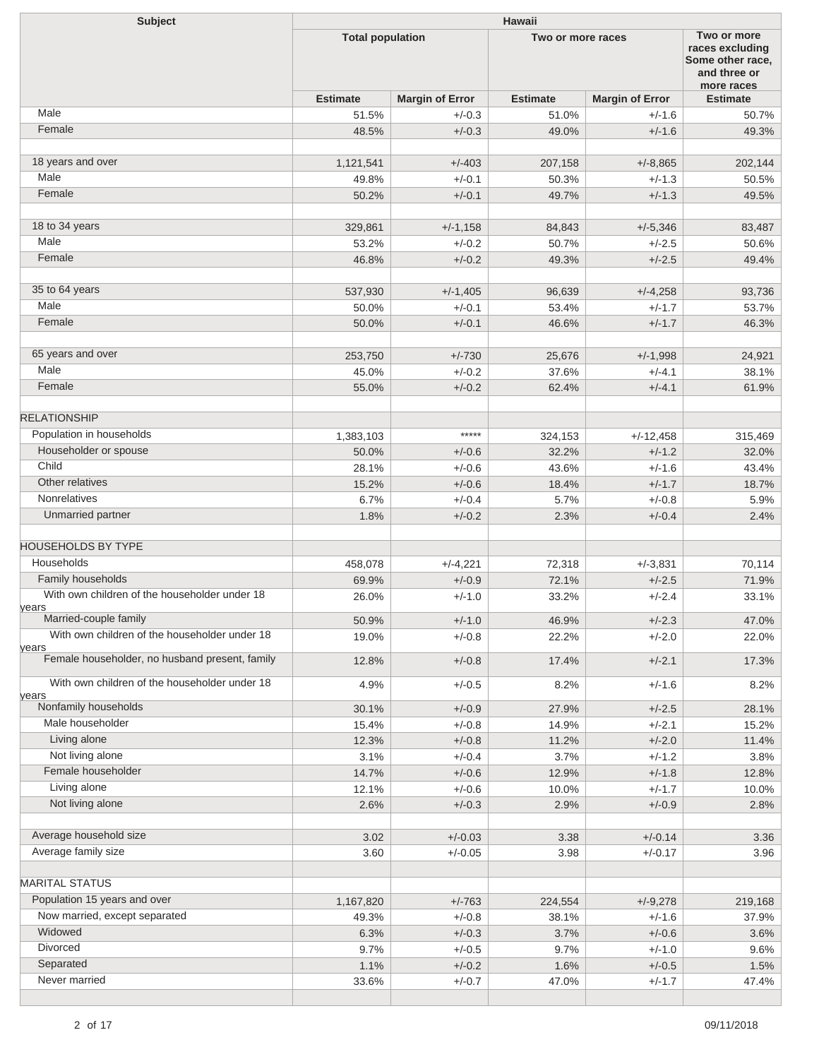| Subject | Hawaii | | | | |
|---|---|---|---|---|---|
| | Total population | | Two or more races | | Two or more races excluding Some other race, and three or more races |
| | Estimate | Margin of Error | Estimate | Margin of Error | Estimate |
| Male | 51.5% | +/-0.3 | 51.0% | +/-1.6 | 50.7% |
| Female | 48.5% | +/-0.3 | 49.0% | +/-1.6 | 49.3% |
| | | | | | |
| 18 years and over | 1,121,541 | +/-403 | 207,158 | +/-8,865 | 202,144 |
| Male | 49.8% | +/-0.1 | 50.3% | +/-1.3 | 50.5% |
| Female | 50.2% | +/-0.1 | 49.7% | +/-1.3 | 49.5% |
| | | | | | |
| 18 to 34 years | 329,861 | +/-1,158 | 84,843 | +/-5,346 | 83,487 |
| Male | 53.2% | +/-0.2 | 50.7% | +/-2.5 | 50.6% |
| Female | 46.8% | +/-0.2 | 49.3% | +/-2.5 | 49.4% |
| | | | | | |
| 35 to 64 years | 537,930 | +/-1,405 | 96,639 | +/-4,258 | 93,736 |
| Male | 50.0% | +/-0.1 | 53.4% | +/-1.7 | 53.7% |
| Female | 50.0% | +/-0.1 | 46.6% | +/-1.7 | 46.3% |
| | | | | | |
| 65 years and over | 253,750 | +/-730 | 25,676 | +/-1,998 | 24,921 |
| Male | 45.0% | +/-0.2 | 37.6% | +/-4.1 | 38.1% |
| Female | 55.0% | +/-0.2 | 62.4% | +/-4.1 | 61.9% |
| | | | | | |
| RELATIONSHIP | | | | | |
| Population in households | 1,383,103 | ***** | 324,153 | +/-12,458 | 315,469 |
| Householder or spouse | 50.0% | +/-0.6 | 32.2% | +/-1.2 | 32.0% |
| Child | 28.1% | +/-0.6 | 43.6% | +/-1.6 | 43.4% |
| Other relatives | 15.2% | +/-0.6 | 18.4% | +/-1.7 | 18.7% |
| Nonrelatives | 6.7% | +/-0.4 | 5.7% | +/-0.8 | 5.9% |
| Unmarried partner | 1.8% | +/-0.2 | 2.3% | +/-0.4 | 2.4% |
| | | | | | |
| HOUSEHOLDS BY TYPE | | | | | |
| Households | 458,078 | +/-4,221 | 72,318 | +/-3,831 | 70,114 |
| Family households | 69.9% | +/-0.9 | 72.1% | +/-2.5 | 71.9% |
| With own children of the householder under 18 years | 26.0% | +/-1.0 | 33.2% | +/-2.4 | 33.1% |
| Married-couple family | 50.9% | +/-1.0 | 46.9% | +/-2.3 | 47.0% |
| With own children of the householder under 18 years | 19.0% | +/-0.8 | 22.2% | +/-2.0 | 22.0% |
| Female householder, no husband present, family | 12.8% | +/-0.8 | 17.4% | +/-2.1 | 17.3% |
| With own children of the householder under 18 years | 4.9% | +/-0.5 | 8.2% | +/-1.6 | 8.2% |
| Nonfamily households | 30.1% | +/-0.9 | 27.9% | +/-2.5 | 28.1% |
| Male householder | 15.4% | +/-0.8 | 14.9% | +/-2.1 | 15.2% |
| Living alone | 12.3% | +/-0.8 | 11.2% | +/-2.0 | 11.4% |
| Not living alone | 3.1% | +/-0.4 | 3.7% | +/-1.2 | 3.8% |
| Female householder | 14.7% | +/-0.6 | 12.9% | +/-1.8 | 12.8% |
| Living alone | 12.1% | +/-0.6 | 10.0% | +/-1.7 | 10.0% |
| Not living alone | 2.6% | +/-0.3 | 2.9% | +/-0.9 | 2.8% |
| | | | | | |
| Average household size | 3.02 | +/-0.03 | 3.38 | +/-0.14 | 3.36 |
| Average family size | 3.60 | +/-0.05 | 3.98 | +/-0.17 | 3.96 |
| | | | | | |
| MARITAL STATUS | | | | | |
| Population 15 years and over | 1,167,820 | +/-763 | 224,554 | +/-9,278 | 219,168 |
| Now married, except separated | 49.3% | +/-0.8 | 38.1% | +/-1.6 | 37.9% |
| Widowed | 6.3% | +/-0.3 | 3.7% | +/-0.6 | 3.6% |
| Divorced | 9.7% | +/-0.5 | 9.7% | +/-1.0 | 9.6% |
| Separated | 1.1% | +/-0.2 | 1.6% | +/-0.5 | 1.5% |
| Never married | 33.6% | +/-0.7 | 47.0% | +/-1.7 | 47.4% |
| | | | | | |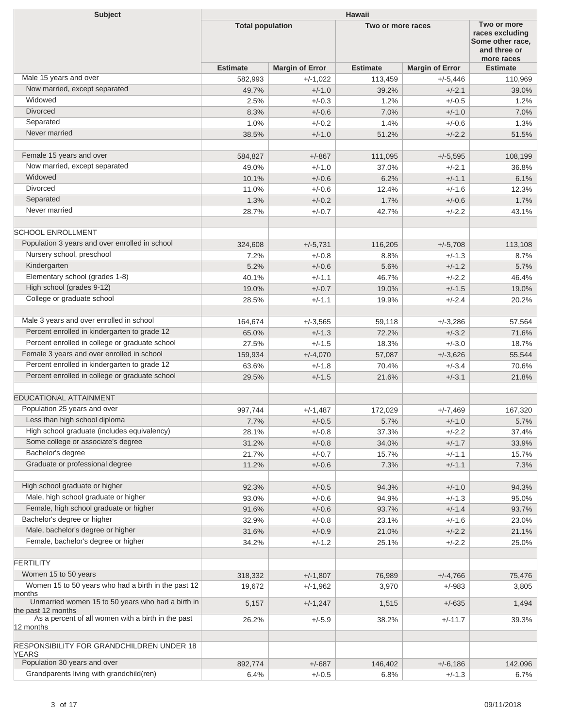| Subject | Hawaii | | | | |
|---|---|---|---|---|---|
| | Total population | | Two or more races | | Two or more races excluding Some other race, and three or more races |
| | Estimate | Margin of Error | Estimate | Margin of Error | Estimate |
| Male 15 years and over | 582,993 | +/-1,022 | 113,459 | +/-5,446 | 110,969 |
| Now married, except separated | 49.7% | +/-1.0 | 39.2% | +/-2.1 | 39.0% |
| Widowed | 2.5% | +/-0.3 | 1.2% | +/-0.5 | 1.2% |
| Divorced | 8.3% | +/-0.6 | 7.0% | +/-1.0 | 7.0% |
| Separated | 1.0% | +/-0.2 | 1.4% | +/-0.6 | 1.3% |
| Never married | 38.5% | +/-1.0 | 51.2% | +/-2.2 | 51.5% |
| | | | | | |
| Female 15 years and over | 584,827 | +/-867 | 111,095 | +/-5,595 | 108,199 |
| Now married, except separated | 49.0% | +/-1.0 | 37.0% | +/-2.1 | 36.8% |
| Widowed | 10.1% | +/-0.6 | 6.2% | +/-1.1 | 6.1% |
| Divorced | 11.0% | +/-0.6 | 12.4% | +/-1.6 | 12.3% |
| Separated | 1.3% | +/-0.2 | 1.7% | +/-0.6 | 1.7% |
| Never married | 28.7% | +/-0.7 | 42.7% | +/-2.2 | 43.1% |
| | | | | | |
| SCHOOL ENROLLMENT | | | | | |
| Population 3 years and over enrolled in school | 324,608 | +/-5,731 | 116,205 | +/-5,708 | 113,108 |
| Nursery school, preschool | 7.2% | +/-0.8 | 8.8% | +/-1.3 | 8.7% |
| Kindergarten | 5.2% | +/-0.6 | 5.6% | +/-1.2 | 5.7% |
| Elementary school (grades 1-8) | 40.1% | +/-1.1 | 46.7% | +/-2.2 | 46.4% |
| High school (grades 9-12) | 19.0% | +/-0.7 | 19.0% | +/-1.5 | 19.0% |
| College or graduate school | 28.5% | +/-1.1 | 19.9% | +/-2.4 | 20.2% |
| | | | | | |
| Male 3 years and over enrolled in school | 164,674 | +/-3,565 | 59,118 | +/-3,286 | 57,564 |
| Percent enrolled in kindergarten to grade 12 | 65.0% | +/-1.3 | 72.2% | +/-3.2 | 71.6% |
| Percent enrolled in college or graduate school | 27.5% | +/-1.5 | 18.3% | +/-3.0 | 18.7% |
| Female 3 years and over enrolled in school | 159,934 | +/-4,070 | 57,087 | +/-3,626 | 55,544 |
| Percent enrolled in kindergarten to grade 12 | 63.6% | +/-1.8 | 70.4% | +/-3.4 | 70.6% |
| Percent enrolled in college or graduate school | 29.5% | +/-1.5 | 21.6% | +/-3.1 | 21.8% |
| | | | | | |
| EDUCATIONAL ATTAINMENT | | | | | |
| Population 25 years and over | 997,744 | +/-1,487 | 172,029 | +/-7,469 | 167,320 |
| Less than high school diploma | 7.7% | +/-0.5 | 5.7% | +/-1.0 | 5.7% |
| High school graduate (includes equivalency) | 28.1% | +/-0.8 | 37.3% | +/-2.2 | 37.4% |
| Some college or associate's degree | 31.2% | +/-0.8 | 34.0% | +/-1.7 | 33.9% |
| Bachelor's degree | 21.7% | +/-0.7 | 15.7% | +/-1.1 | 15.7% |
| Graduate or professional degree | 11.2% | +/-0.6 | 7.3% | +/-1.1 | 7.3% |
| | | | | | |
| High school graduate or higher | 92.3% | +/-0.5 | 94.3% | +/-1.0 | 94.3% |
| Male, high school graduate or higher | 93.0% | +/-0.6 | 94.9% | +/-1.3 | 95.0% |
| Female, high school graduate or higher | 91.6% | +/-0.6 | 93.7% | +/-1.4 | 93.7% |
| Bachelor's degree or higher | 32.9% | +/-0.8 | 23.1% | +/-1.6 | 23.0% |
| Male, bachelor's degree or higher | 31.6% | +/-0.9 | 21.0% | +/-2.2 | 21.1% |
| Female, bachelor's degree or higher | 34.2% | +/-1.2 | 25.1% | +/-2.2 | 25.0% |
| | | | | | |
| FERTILITY | | | | | |
| Women 15 to 50 years | 318,332 | +/-1,807 | 76,989 | +/-4,766 | 75,476 |
| Women 15 to 50 years who had a birth in the past 12 months | 19,672 | +/-1,962 | 3,970 | +/-983 | 3,805 |
| Unmarried women 15 to 50 years who had a birth in the past 12 months | 5,157 | +/-1,247 | 1,515 | +/-635 | 1,494 |
| As a percent of all women with a birth in the past 12 months | 26.2% | +/-5.9 | 38.2% | +/-11.7 | 39.3% |
| | | | | | |
| RESPONSIBILITY FOR GRANDCHILDREN UNDER 18 YEARS | | | | | |
| Population 30 years and over | 892,774 | +/-687 | 146,402 | +/-6,186 | 142,096 |
| Grandparents living with grandchild(ren) | 6.4% | +/-0.5 | 6.8% | +/-1.3 | 6.7% |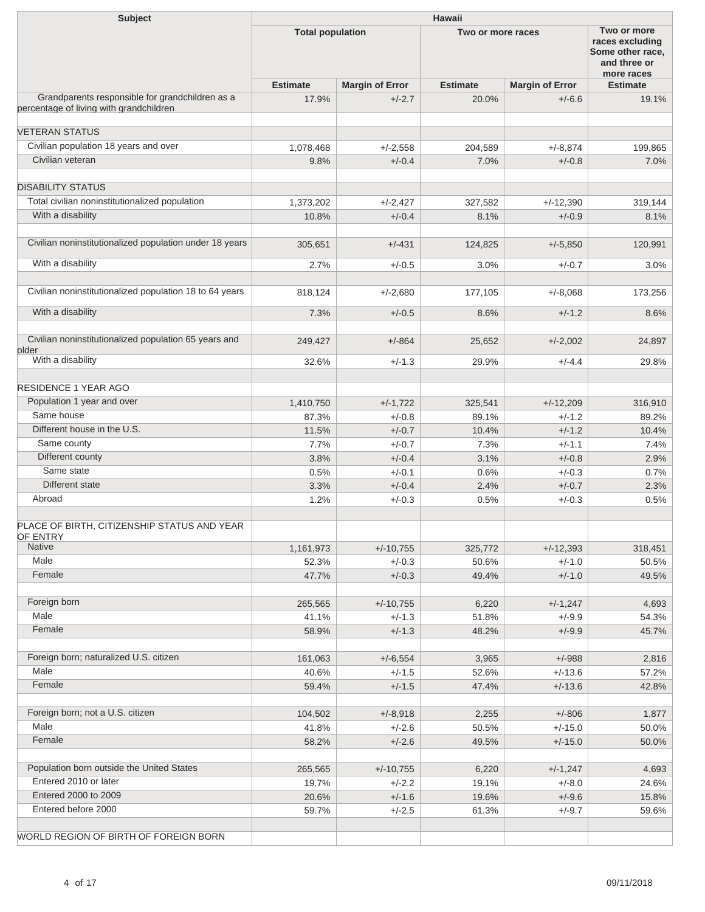| Subject | Hawaii | | | | |
|---|---|---|---|---|---|
| | Total population | | Two or more races | | Two or more races excluding Some other race, and three or more races |
| | Estimate | Margin of Error | Estimate | Margin of Error | Estimate |
| Grandparents responsible for grandchildren as a percentage of living with grandchildren | 17.9% | +/-2.7 | 20.0% | +/-6.6 | 19.1% |
| | | | | | |
| VETERAN STATUS | | | | | |
| Civilian population 18 years and over | 1,078,468 | +/-2,558 | 204,589 | +/-8,874 | 199,865 |
| Civilian veteran | 9.8% | +/-0.4 | 7.0% | +/-0.8 | 7.0% |
| | | | | | |
| DISABILITY STATUS | | | | | |
| Total civilian noninstitutionalized population | 1,373,202 | +/-2,427 | 327,582 | +/-12,390 | 319,144 |
| With a disability | 10.8% | +/-0.4 | 8.1% | +/-0.9 | 8.1% |
| | | | | | |
| Civilian noninstitutionalized population under 18 years | 305,651 | +/-431 | 124,825 | +/-5,850 | 120,991 |
| With a disability | 2.7% | +/-0.5 | 3.0% | +/-0.7 | 3.0% |
| | | | | | |
| Civilian noninstitutionalized population 18 to 64 years | 818,124 | +/-2,680 | 177,105 | +/-8,068 | 173,256 |
| With a disability | 7.3% | +/-0.5 | 8.6% | +/-1.2 | 8.6% |
| | | | | | |
| Civilian noninstitutionalized population 65 years and older | 249,427 | +/-864 | 25,652 | +/-2,002 | 24,897 |
| With a disability | 32.6% | +/-1.3 | 29.9% | +/-4.4 | 29.8% |
| | | | | | |
| RESIDENCE 1 YEAR AGO | | | | | |
| Population 1 year and over | 1,410,750 | +/-1,722 | 325,541 | +/-12,209 | 316,910 |
| Same house | 87.3% | +/-0.8 | 89.1% | +/-1.2 | 89.2% |
| Different house in the U.S. | 11.5% | +/-0.7 | 10.4% | +/-1.2 | 10.4% |
| Same county | 7.7% | +/-0.7 | 7.3% | +/-1.1 | 7.4% |
| Different county | 3.8% | +/-0.4 | 3.1% | +/-0.8 | 2.9% |
| Same state | 0.5% | +/-0.1 | 0.6% | +/-0.3 | 0.7% |
| Different state | 3.3% | +/-0.4 | 2.4% | +/-0.7 | 2.3% |
| Abroad | 1.2% | +/-0.3 | 0.5% | +/-0.3 | 0.5% |
| | | | | | |
| PLACE OF BIRTH, CITIZENSHIP STATUS AND YEAR OF ENTRY | | | | | |
| Native | 1,161,973 | +/-10,755 | 325,772 | +/-12,393 | 318,451 |
| Male | 52.3% | +/-0.3 | 50.6% | +/-1.0 | 50.5% |
| Female | 47.7% | +/-0.3 | 49.4% | +/-1.0 | 49.5% |
| | | | | | |
| Foreign born | 265,565 | +/-10,755 | 6,220 | +/-1,247 | 4,693 |
| Male | 41.1% | +/-1.3 | 51.8% | +/-9.9 | 54.3% |
| Female | 58.9% | +/-1.3 | 48.2% | +/-9.9 | 45.7% |
| | | | | | |
| Foreign born; naturalized U.S. citizen | 161,063 | +/-6,554 | 3,965 | +/-988 | 2,816 |
| Male | 40.6% | +/-1.5 | 52.6% | +/-13.6 | 57.2% |
| Female | 59.4% | +/-1.5 | 47.4% | +/-13.6 | 42.8% |
| | | | | | |
| Foreign born; not a U.S. citizen | 104,502 | +/-8,918 | 2,255 | +/-806 | 1,877 |
| Male | 41.8% | +/-2.6 | 50.5% | +/-15.0 | 50.0% |
| Female | 58.2% | +/-2.6 | 49.5% | +/-15.0 | 50.0% |
| | | | | | |
| Population born outside the United States | 265,565 | +/-10,755 | 6,220 | +/-1,247 | 4,693 |
| Entered 2010 or later | 19.7% | +/-2.2 | 19.1% | +/-8.0 | 24.6% |
| Entered 2000 to 2009 | 20.6% | +/-1.6 | 19.6% | +/-9.6 | 15.8% |
| Entered before 2000 | 59.7% | +/-2.5 | 61.3% | +/-9.7 | 59.6% |
| | | | | | |
| WORLD REGION OF BIRTH OF FOREIGN BORN | | | | | |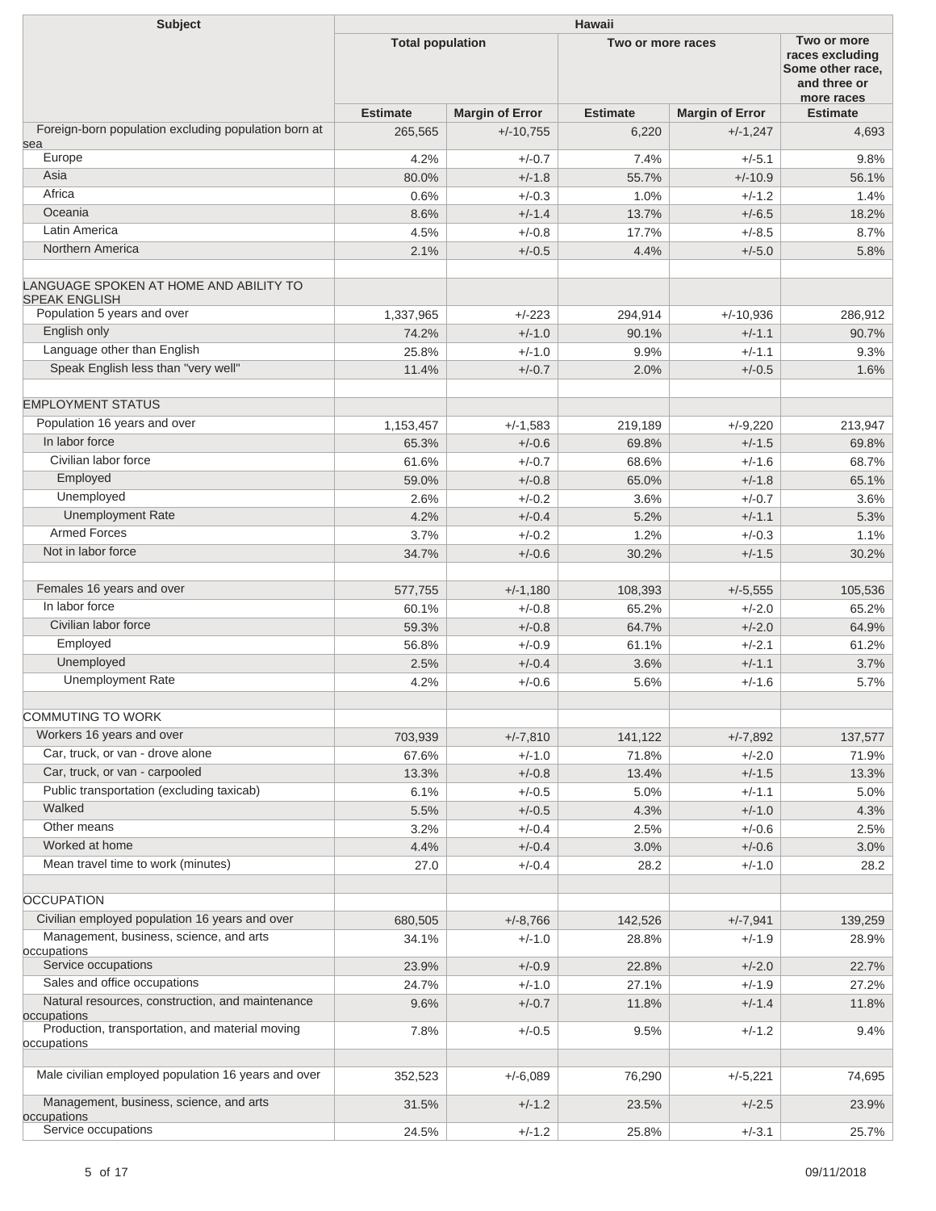| Subject | Hawaii | | | | |
|---|---|---|---|---|---|
| | Total population | | Two or more races | | Two or more races excluding Some other race, and three or more races |
| | Estimate | Margin of Error | Estimate | Margin of Error | Estimate |
| Foreign-born population excluding population born at sea | 265,565 | +/-10,755 | 6,220 | +/-1,247 | 4,693 |
| Europe | 4.2% | +/-0.7 | 7.4% | +/-5.1 | 9.8% |
| Asia | 80.0% | +/-1.8 | 55.7% | +/-10.9 | 56.1% |
| Africa | 0.6% | +/-0.3 | 1.0% | +/-1.2 | 1.4% |
| Oceania | 8.6% | +/-1.4 | 13.7% | +/-6.5 | 18.2% |
| Latin America | 4.5% | +/-0.8 | 17.7% | +/-8.5 | 8.7% |
| Northern America | 2.1% | +/-0.5 | 4.4% | +/-5.0 | 5.8% |
| | | | | | |
| LANGUAGE SPOKEN AT HOME AND ABILITY TO SPEAK ENGLISH | | | | | |
| Population 5 years and over | 1,337,965 | +/-223 | 294,914 | +/-10,936 | 286,912 |
| English only | 74.2% | +/-1.0 | 90.1% | +/-1.1 | 90.7% |
| Language other than English | 25.8% | +/-1.0 | 9.9% | +/-1.1 | 9.3% |
| Speak English less than "very well" | 11.4% | +/-0.7 | 2.0% | +/-0.5 | 1.6% |
| | | | | | |
| EMPLOYMENT STATUS | | | | | |
| Population 16 years and over | 1,153,457 | +/-1,583 | 219,189 | +/-9,220 | 213,947 |
| In labor force | 65.3% | +/-0.6 | 69.8% | +/-1.5 | 69.8% |
| Civilian labor force | 61.6% | +/-0.7 | 68.6% | +/-1.6 | 68.7% |
| Employed | 59.0% | +/-0.8 | 65.0% | +/-1.8 | 65.1% |
| Unemployed | 2.6% | +/-0.2 | 3.6% | +/-0.7 | 3.6% |
| Unemployment Rate | 4.2% | +/-0.4 | 5.2% | +/-1.1 | 5.3% |
| Armed Forces | 3.7% | +/-0.2 | 1.2% | +/-0.3 | 1.1% |
| Not in labor force | 34.7% | +/-0.6 | 30.2% | +/-1.5 | 30.2% |
| | | | | | |
| Females 16 years and over | 577,755 | +/-1,180 | 108,393 | +/-5,555 | 105,536 |
| In labor force | 60.1% | +/-0.8 | 65.2% | +/-2.0 | 65.2% |
| Civilian labor force | 59.3% | +/-0.8 | 64.7% | +/-2.0 | 64.9% |
| Employed | 56.8% | +/-0.9 | 61.1% | +/-2.1 | 61.2% |
| Unemployed | 2.5% | +/-0.4 | 3.6% | +/-1.1 | 3.7% |
| Unemployment Rate | 4.2% | +/-0.6 | 5.6% | +/-1.6 | 5.7% |
| | | | | | |
| COMMUTING TO WORK | | | | | |
| Workers 16 years and over | 703,939 | +/-7,810 | 141,122 | +/-7,892 | 137,577 |
| Car, truck, or van - drove alone | 67.6% | +/-1.0 | 71.8% | +/-2.0 | 71.9% |
| Car, truck, or van - carpooled | 13.3% | +/-0.8 | 13.4% | +/-1.5 | 13.3% |
| Public transportation (excluding taxicab) | 6.1% | +/-0.5 | 5.0% | +/-1.1 | 5.0% |
| Walked | 5.5% | +/-0.5 | 4.3% | +/-1.0 | 4.3% |
| Other means | 3.2% | +/-0.4 | 2.5% | +/-0.6 | 2.5% |
| Worked at home | 4.4% | +/-0.4 | 3.0% | +/-0.6 | 3.0% |
| Mean travel time to work (minutes) | 27.0 | +/-0.4 | 28.2 | +/-1.0 | 28.2 |
| | | | | | |
| OCCUPATION | | | | | |
| Civilian employed population 16 years and over | 680,505 | +/-8,766 | 142,526 | +/-7,941 | 139,259 |
| Management, business, science, and arts occupations | 34.1% | +/-1.0 | 28.8% | +/-1.9 | 28.9% |
| Service occupations | 23.9% | +/-0.9 | 22.8% | +/-2.0 | 22.7% |
| Sales and office occupations | 24.7% | +/-1.0 | 27.1% | +/-1.9 | 27.2% |
| Natural resources, construction, and maintenance occupations | 9.6% | +/-0.7 | 11.8% | +/-1.4 | 11.8% |
| Production, transportation, and material moving occupations | 7.8% | +/-0.5 | 9.5% | +/-1.2 | 9.4% |
| | | | | | |
| Male civilian employed population 16 years and over | 352,523 | +/-6,089 | 76,290 | +/-5,221 | 74,695 |
| Management, business, science, and arts occupations | 31.5% | +/-1.2 | 23.5% | +/-2.5 | 23.9% |
| Service occupations | 24.5% | +/-1.2 | 25.8% | +/-3.1 | 25.7% |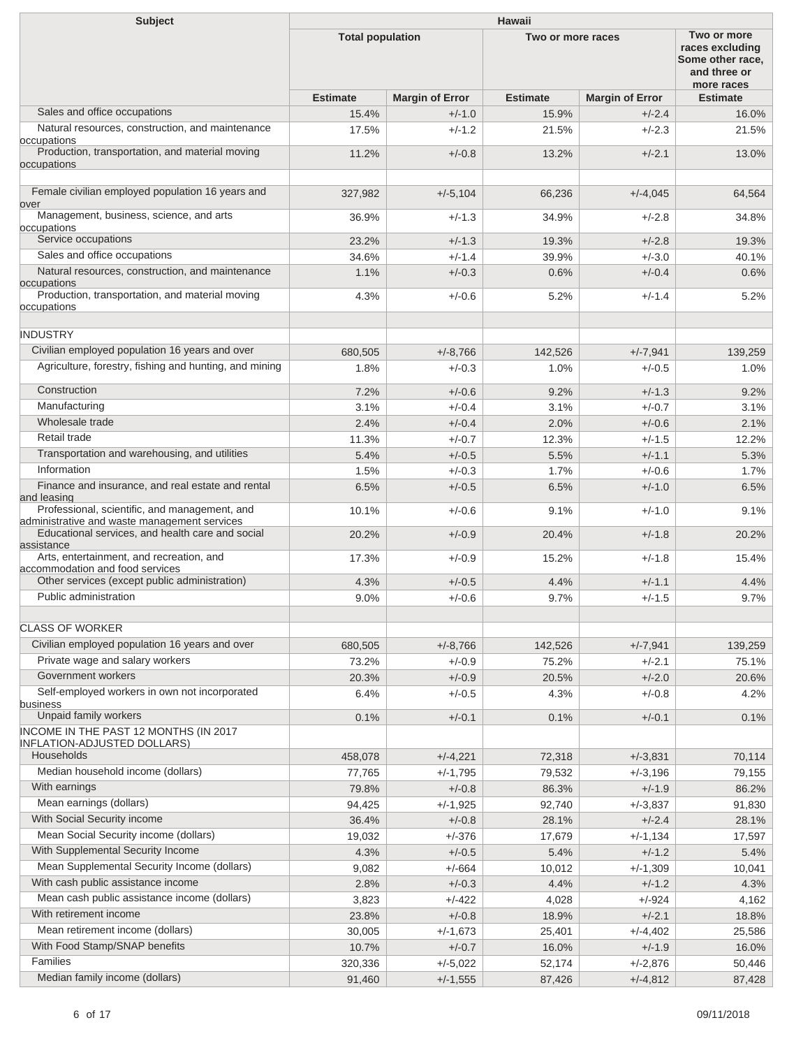| Subject | Hawaii | | | | |
|---|---|---|---|---|---|
| | Total population | | Two or more races | | Two or more races excluding Some other race, and three or more races |
| | Estimate | Margin of Error | Estimate | Margin of Error | Estimate |
| Sales and office occupations | 15.4% | +/-1.0 | 15.9% | +/-2.4 | 16.0% |
| Natural resources, construction, and maintenance occupations | 17.5% | +/-1.2 | 21.5% | +/-2.3 | 21.5% |
| Production, transportation, and material moving occupations | 11.2% | +/-0.8 | 13.2% | +/-2.1 | 13.0% |
| | | | | | |
| Female civilian employed population 16 years and over | 327,982 | +/-5,104 | 66,236 | +/-4,045 | 64,564 |
| Management, business, science, and arts occupations | 36.9% | +/-1.3 | 34.9% | +/-2.8 | 34.8% |
| Service occupations | 23.2% | +/-1.3 | 19.3% | +/-2.8 | 19.3% |
| Sales and office occupations | 34.6% | +/-1.4 | 39.9% | +/-3.0 | 40.1% |
| Natural resources, construction, and maintenance occupations | 1.1% | +/-0.3 | 0.6% | +/-0.4 | 0.6% |
| Production, transportation, and material moving occupations | 4.3% | +/-0.6 | 5.2% | +/-1.4 | 5.2% |
| | | | | | |
| INDUSTRY | | | | | |
| Civilian employed population 16 years and over | 680,505 | +/-8,766 | 142,526 | +/-7,941 | 139,259 |
| Agriculture, forestry, fishing and hunting, and mining | 1.8% | +/-0.3 | 1.0% | +/-0.5 | 1.0% |
| Construction | 7.2% | +/-0.6 | 9.2% | +/-1.3 | 9.2% |
| Manufacturing | 3.1% | +/-0.4 | 3.1% | +/-0.7 | 3.1% |
| Wholesale trade | 2.4% | +/-0.4 | 2.0% | +/-0.6 | 2.1% |
| Retail trade | 11.3% | +/-0.7 | 12.3% | +/-1.5 | 12.2% |
| Transportation and warehousing, and utilities | 5.4% | +/-0.5 | 5.5% | +/-1.1 | 5.3% |
| Information | 1.5% | +/-0.3 | 1.7% | +/-0.6 | 1.7% |
| Finance and insurance, and real estate and rental and leasing | 6.5% | +/-0.5 | 6.5% | +/-1.0 | 6.5% |
| Professional, scientific, and management, and administrative and waste management services | 10.1% | +/-0.6 | 9.1% | +/-1.0 | 9.1% |
| Educational services, and health care and social assistance | 20.2% | +/-0.9 | 20.4% | +/-1.8 | 20.2% |
| Arts, entertainment, and recreation, and accommodation and food services | 17.3% | +/-0.9 | 15.2% | +/-1.8 | 15.4% |
| Other services (except public administration) | 4.3% | +/-0.5 | 4.4% | +/-1.1 | 4.4% |
| Public administration | 9.0% | +/-0.6 | 9.7% | +/-1.5 | 9.7% |
| | | | | | |
| CLASS OF WORKER | | | | | |
| Civilian employed population 16 years and over | 680,505 | +/-8,766 | 142,526 | +/-7,941 | 139,259 |
| Private wage and salary workers | 73.2% | +/-0.9 | 75.2% | +/-2.1 | 75.1% |
| Government workers | 20.3% | +/-0.9 | 20.5% | +/-2.0 | 20.6% |
| Self-employed workers in own not incorporated business | 6.4% | +/-0.5 | 4.3% | +/-0.8 | 4.2% |
| Unpaid family workers | 0.1% | +/-0.1 | 0.1% | +/-0.1 | 0.1% |
| INCOME IN THE PAST 12 MONTHS (IN 2017 INFLATION-ADJUSTED DOLLARS) | | | | | |
| Households | 458,078 | +/-4,221 | 72,318 | +/-3,831 | 70,114 |
| Median household income (dollars) | 77,765 | +/-1,795 | 79,532 | +/-3,196 | 79,155 |
| With earnings | 79.8% | +/-0.8 | 86.3% | +/-1.9 | 86.2% |
| Mean earnings (dollars) | 94,425 | +/-1,925 | 92,740 | +/-3,837 | 91,830 |
| With Social Security income | 36.4% | +/-0.8 | 28.1% | +/-2.4 | 28.1% |
| Mean Social Security income (dollars) | 19,032 | +/-376 | 17,679 | +/-1,134 | 17,597 |
| With Supplemental Security Income | 4.3% | +/-0.5 | 5.4% | +/-1.2 | 5.4% |
| Mean Supplemental Security Income (dollars) | 9,082 | +/-664 | 10,012 | +/-1,309 | 10,041 |
| With cash public assistance income | 2.8% | +/-0.3 | 4.4% | +/-1.2 | 4.3% |
| Mean cash public assistance income (dollars) | 3,823 | +/-422 | 4,028 | +/-924 | 4,162 |
| With retirement income | 23.8% | +/-0.8 | 18.9% | +/-2.1 | 18.8% |
| Mean retirement income (dollars) | 30,005 | +/-1,673 | 25,401 | +/-4,402 | 25,586 |
| With Food Stamp/SNAP benefits | 10.7% | +/-0.7 | 16.0% | +/-1.9 | 16.0% |
| Families | 320,336 | +/-5,022 | 52,174 | +/-2,876 | 50,446 |
| Median family income (dollars) | 91,460 | +/-1,555 | 87,426 | +/-4,812 | 87,428 |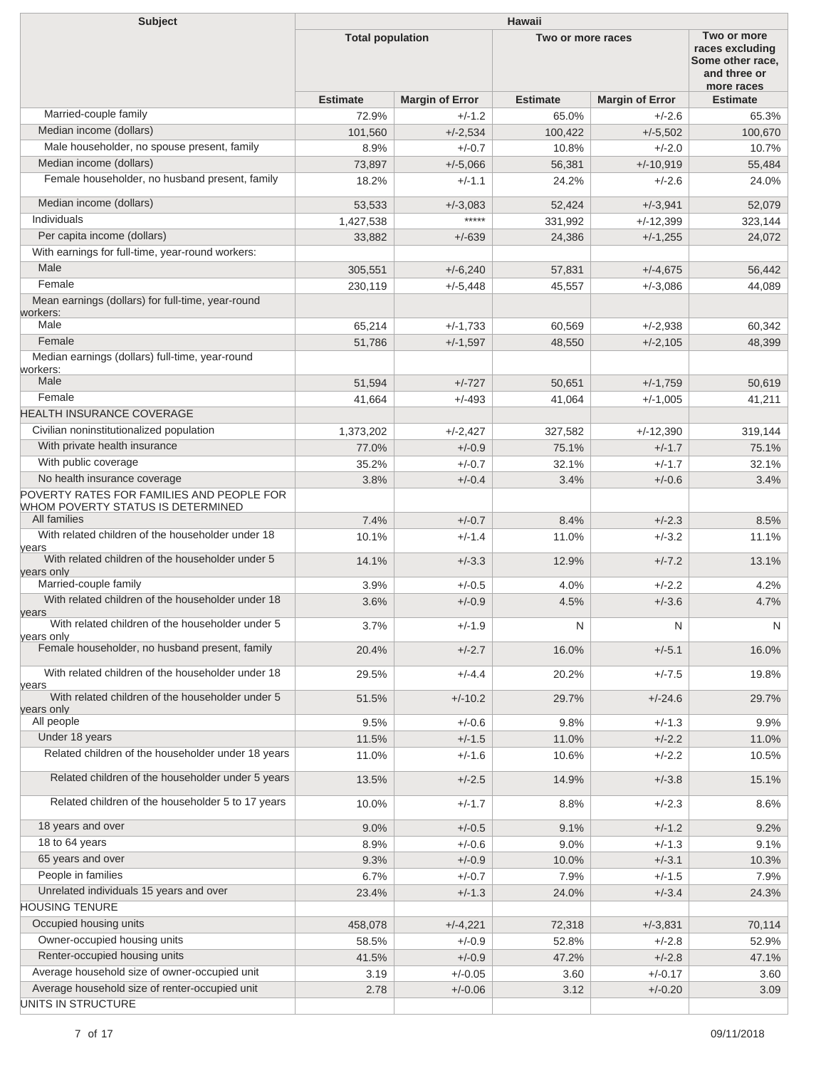| Subject | Hawaii | | | | |
|---|---|---|---|---|---|
| | Total population | | Two or more races | | Two or more races excluding Some other race, and three or more races |
| | Estimate | Margin of Error | Estimate | Margin of Error | Estimate |
| Married-couple family | 72.9% | +/-1.2 | 65.0% | +/-2.6 | 65.3% |
| Median income (dollars) | 101,560 | +/-2,534 | 100,422 | +/-5,502 | 100,670 |
| Male householder, no spouse present, family | 8.9% | +/-0.7 | 10.8% | +/-2.0 | 10.7% |
| Median income (dollars) | 73,897 | +/-5,066 | 56,381 | +/-10,919 | 55,484 |
| Female householder, no husband present, family | 18.2% | +/-1.1 | 24.2% | +/-2.6 | 24.0% |
| Median income (dollars) | 53,533 | +/-3,083 | 52,424 | +/-3,941 | 52,079 |
| Individuals | 1,427,538 | ***** | 331,992 | +/-12,399 | 323,144 |
| Per capita income (dollars) | 33,882 | +/-639 | 24,386 | +/-1,255 | 24,072 |
| With earnings for full-time, year-round workers: | | | | | |
| Male | 305,551 | +/-6,240 | 57,831 | +/-4,675 | 56,442 |
| Female | 230,119 | +/-5,448 | 45,557 | +/-3,086 | 44,089 |
| Mean earnings (dollars) for full-time, year-round workers: | | | | | |
| Male | 65,214 | +/-1,733 | 60,569 | +/-2,938 | 60,342 |
| Female | 51,786 | +/-1,597 | 48,550 | +/-2,105 | 48,399 |
| Median earnings (dollars) full-time, year-round workers: | | | | | |
| Male | 51,594 | +/-727 | 50,651 | +/-1,759 | 50,619 |
| Female | 41,664 | +/-493 | 41,064 | +/-1,005 | 41,211 |
| HEALTH INSURANCE COVERAGE | | | | | |
| Civilian noninstitutionalized population | 1,373,202 | +/-2,427 | 327,582 | +/-12,390 | 319,144 |
| With private health insurance | 77.0% | +/-0.9 | 75.1% | +/-1.7 | 75.1% |
| With public coverage | 35.2% | +/-0.7 | 32.1% | +/-1.7 | 32.1% |
| No health insurance coverage | 3.8% | +/-0.4 | 3.4% | +/-0.6 | 3.4% |
| POVERTY RATES FOR FAMILIES AND PEOPLE FOR WHOM POVERTY STATUS IS DETERMINED | | | | | |
| All families | 7.4% | +/-0.7 | 8.4% | +/-2.3 | 8.5% |
| With related children of the householder under 18 years | 10.1% | +/-1.4 | 11.0% | +/-3.2 | 11.1% |
| With related children of the householder under 5 years only | 14.1% | +/-3.3 | 12.9% | +/-7.2 | 13.1% |
| Married-couple family | 3.9% | +/-0.5 | 4.0% | +/-2.2 | 4.2% |
| With related children of the householder under 18 years | 3.6% | +/-0.9 | 4.5% | +/-3.6 | 4.7% |
| With related children of the householder under 5 years only | 3.7% | +/-1.9 | N | N | N |
| Female householder, no husband present, family | 20.4% | +/-2.7 | 16.0% | +/-5.1 | 16.0% |
| With related children of the householder under 18 years | 29.5% | +/-4.4 | 20.2% | +/-7.5 | 19.8% |
| With related children of the householder under 5 years only | 51.5% | +/-10.2 | 29.7% | +/-24.6 | 29.7% |
| All people | 9.5% | +/-0.6 | 9.8% | +/-1.3 | 9.9% |
| Under 18 years | 11.5% | +/-1.5 | 11.0% | +/-2.2 | 11.0% |
| Related children of the householder under 18 years | 11.0% | +/-1.6 | 10.6% | +/-2.2 | 10.5% |
| Related children of the householder under 5 years | 13.5% | +/-2.5 | 14.9% | +/-3.8 | 15.1% |
| Related children of the householder 5 to 17 years | 10.0% | +/-1.7 | 8.8% | +/-2.3 | 8.6% |
| 18 years and over | 9.0% | +/-0.5 | 9.1% | +/-1.2 | 9.2% |
| 18 to 64 years | 8.9% | +/-0.6 | 9.0% | +/-1.3 | 9.1% |
| 65 years and over | 9.3% | +/-0.9 | 10.0% | +/-3.1 | 10.3% |
| People in families | 6.7% | +/-0.7 | 7.9% | +/-1.5 | 7.9% |
| Unrelated individuals 15 years and over | 23.4% | +/-1.3 | 24.0% | +/-3.4 | 24.3% |
| HOUSING TENURE | | | | | |
| Occupied housing units | 458,078 | +/-4,221 | 72,318 | +/-3,831 | 70,114 |
| Owner-occupied housing units | 58.5% | +/-0.9 | 52.8% | +/-2.8 | 52.9% |
| Renter-occupied housing units | 41.5% | +/-0.9 | 47.2% | +/-2.8 | 47.1% |
| Average household size of owner-occupied unit | 3.19 | +/-0.05 | 3.60 | +/-0.17 | 3.60 |
| Average household size of renter-occupied unit | 2.78 | +/-0.06 | 3.12 | +/-0.20 | 3.09 |
| UNITS IN STRUCTURE | | | | | |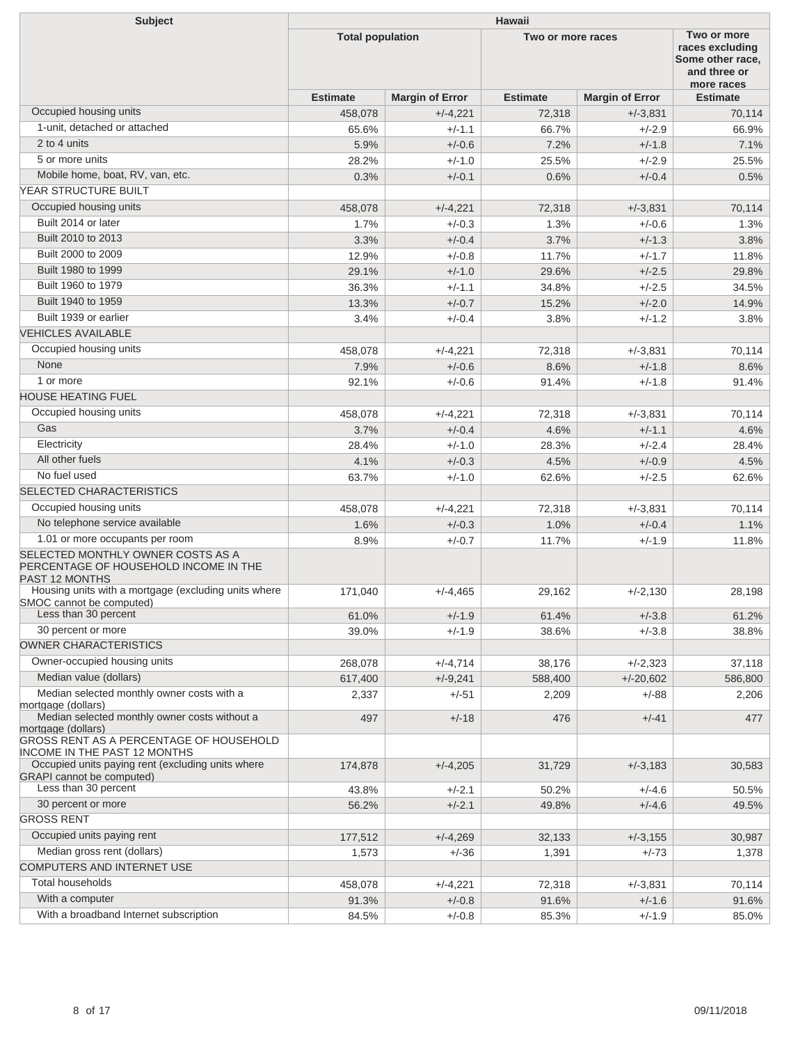| Subject | Hawaii | | | | |
|---|---|---|---|---|---|
| | Total population | | Two or more races | | Two or more races excluding Some other race, and three or more races |
| | Estimate | Margin of Error | Estimate | Margin of Error | Estimate |
| Occupied housing units | 458,078 | +/-4,221 | 72,318 | +/-3,831 | 70,114 |
| 1-unit, detached or attached | 65.6% | +/-1.1 | 66.7% | +/-2.9 | 66.9% |
| 2 to 4 units | 5.9% | +/-0.6 | 7.2% | +/-1.8 | 7.1% |
| 5 or more units | 28.2% | +/-1.0 | 25.5% | +/-2.9 | 25.5% |
| Mobile home, boat, RV, van, etc. | 0.3% | +/-0.1 | 0.6% | +/-0.4 | 0.5% |
| YEAR STRUCTURE BUILT | | | | | |
| Occupied housing units | 458,078 | +/-4,221 | 72,318 | +/-3,831 | 70,114 |
| Built 2014 or later | 1.7% | +/-0.3 | 1.3% | +/-0.6 | 1.3% |
| Built 2010 to 2013 | 3.3% | +/-0.4 | 3.7% | +/-1.3 | 3.8% |
| Built 2000 to 2009 | 12.9% | +/-0.8 | 11.7% | +/-1.7 | 11.8% |
| Built 1980 to 1999 | 29.1% | +/-1.0 | 29.6% | +/-2.5 | 29.8% |
| Built 1960 to 1979 | 36.3% | +/-1.1 | 34.8% | +/-2.5 | 34.5% |
| Built 1940 to 1959 | 13.3% | +/-0.7 | 15.2% | +/-2.0 | 14.9% |
| Built 1939 or earlier | 3.4% | +/-0.4 | 3.8% | +/-1.2 | 3.8% |
| VEHICLES AVAILABLE | | | | | |
| Occupied housing units | 458,078 | +/-4,221 | 72,318 | +/-3,831 | 70,114 |
| None | 7.9% | +/-0.6 | 8.6% | +/-1.8 | 8.6% |
| 1 or more | 92.1% | +/-0.6 | 91.4% | +/-1.8 | 91.4% |
| HOUSE HEATING FUEL | | | | | |
| Occupied housing units | 458,078 | +/-4,221 | 72,318 | +/-3,831 | 70,114 |
| Gas | 3.7% | +/-0.4 | 4.6% | +/-1.1 | 4.6% |
| Electricity | 28.4% | +/-1.0 | 28.3% | +/-2.4 | 28.4% |
| All other fuels | 4.1% | +/-0.3 | 4.5% | +/-0.9 | 4.5% |
| No fuel used | 63.7% | +/-1.0 | 62.6% | +/-2.5 | 62.6% |
| SELECTED CHARACTERISTICS | | | | | |
| Occupied housing units | 458,078 | +/-4,221 | 72,318 | +/-3,831 | 70,114 |
| No telephone service available | 1.6% | +/-0.3 | 1.0% | +/-0.4 | 1.1% |
| 1.01 or more occupants per room | 8.9% | +/-0.7 | 11.7% | +/-1.9 | 11.8% |
| SELECTED MONTHLY OWNER COSTS AS A PERCENTAGE OF HOUSEHOLD INCOME IN THE PAST 12 MONTHS | | | | | |
| Housing units with a mortgage (excluding units where SMOC cannot be computed) | 171,040 | +/-4,465 | 29,162 | +/-2,130 | 28,198 |
| Less than 30 percent | 61.0% | +/-1.9 | 61.4% | +/-3.8 | 61.2% |
| 30 percent or more | 39.0% | +/-1.9 | 38.6% | +/-3.8 | 38.8% |
| OWNER CHARACTERISTICS | | | | | |
| Owner-occupied housing units | 268,078 | +/-4,714 | 38,176 | +/-2,323 | 37,118 |
| Median value (dollars) | 617,400 | +/-9,241 | 588,400 | +/-20,602 | 586,800 |
| Median selected monthly owner costs with a mortgage (dollars) | 2,337 | +/-51 | 2,209 | +/-88 | 2,206 |
| Median selected monthly owner costs without a mortgage (dollars) | 497 | +/-18 | 476 | +/-41 | 477 |
| GROSS RENT AS A PERCENTAGE OF HOUSEHOLD INCOME IN THE PAST 12 MONTHS | | | | | |
| Occupied units paying rent (excluding units where GRAPI cannot be computed) | 174,878 | +/-4,205 | 31,729 | +/-3,183 | 30,583 |
| Less than 30 percent | 43.8% | +/-2.1 | 50.2% | +/-4.6 | 50.5% |
| 30 percent or more | 56.2% | +/-2.1 | 49.8% | +/-4.6 | 49.5% |
| GROSS RENT | | | | | |
| Occupied units paying rent | 177,512 | +/-4,269 | 32,133 | +/-3,155 | 30,987 |
| Median gross rent (dollars) | 1,573 | +/-36 | 1,391 | +/-73 | 1,378 |
| COMPUTERS AND INTERNET USE | | | | | |
| Total households | 458,078 | +/-4,221 | 72,318 | +/-3,831 | 70,114 |
| With a computer | 91.3% | +/-0.8 | 91.6% | +/-1.6 | 91.6% |
| With a broadband Internet subscription | 84.5% | +/-0.8 | 85.3% | +/-1.9 | 85.0% |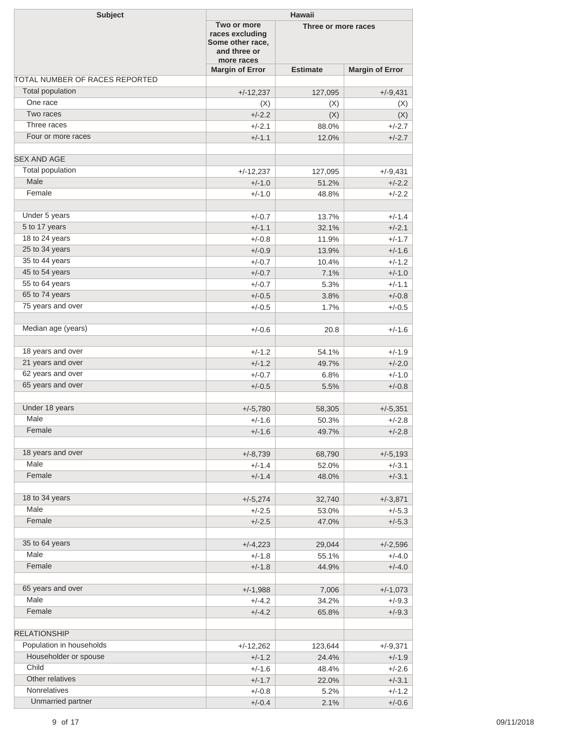| Subject | Hawaii | | |
|---|---|---|---|
| | Two or more races excluding Some other race, and three or more races | Three or more races | |
| | Margin of Error | Estimate | Margin of Error |
| TOTAL NUMBER OF RACES REPORTED | | | |
| Total population | +/-12,237 | 127,095 | +/-9,431 |
| One race | (X) | (X) | (X) |
| Two races | +/-2.2 | (X) | (X) |
| Three races | +/-2.1 | 88.0% | +/-2.7 |
| Four or more races | +/-1.1 | 12.0% | +/-2.7 |
| | | | |
| SEX AND AGE | | | |
| Total population | +/-12,237 | 127,095 | +/-9,431 |
| Male | +/-1.0 | 51.2% | +/-2.2 |
| Female | +/-1.0 | 48.8% | +/-2.2 |
| | | | |
| Under 5 years | +/-0.7 | 13.7% | +/-1.4 |
| 5 to 17 years | +/-1.1 | 32.1% | +/-2.1 |
| 18 to 24 years | +/-0.8 | 11.9% | +/-1.7 |
| 25 to 34 years | +/-0.9 | 13.9% | +/-1.6 |
| 35 to 44 years | +/-0.7 | 10.4% | +/-1.2 |
| 45 to 54 years | +/-0.7 | 7.1% | +/-1.0 |
| 55 to 64 years | +/-0.7 | 5.3% | +/-1.1 |
| 65 to 74 years | +/-0.5 | 3.8% | +/-0.8 |
| 75 years and over | +/-0.5 | 1.7% | +/-0.5 |
| | | | |
| Median age (years) | +/-0.6 | 20.8 | +/-1.6 |
| | | | |
| 18 years and over | +/-1.2 | 54.1% | +/-1.9 |
| 21 years and over | +/-1.2 | 49.7% | +/-2.0 |
| 62 years and over | +/-0.7 | 6.8% | +/-1.0 |
| 65 years and over | +/-0.5 | 5.5% | +/-0.8 |
| | | | |
| Under 18 years | +/-5,780 | 58,305 | +/-5,351 |
| Male | +/-1.6 | 50.3% | +/-2.8 |
| Female | +/-1.6 | 49.7% | +/-2.8 |
| | | | |
| 18 years and over | +/-8,739 | 68,790 | +/-5,193 |
| Male | +/-1.4 | 52.0% | +/-3.1 |
| Female | +/-1.4 | 48.0% | +/-3.1 |
| | | | |
| 18 to 34 years | +/-5,274 | 32,740 | +/-3,871 |
| Male | +/-2.5 | 53.0% | +/-5.3 |
| Female | +/-2.5 | 47.0% | +/-5.3 |
| | | | |
| 35 to 64 years | +/-4,223 | 29,044 | +/-2,596 |
| Male | +/-1.8 | 55.1% | +/-4.0 |
| Female | +/-1.8 | 44.9% | +/-4.0 |
| | | | |
| 65 years and over | +/-1,988 | 7,006 | +/-1,073 |
| Male | +/-4.2 | 34.2% | +/-9.3 |
| Female | +/-4.2 | 65.8% | +/-9.3 |
| | | | |
| RELATIONSHIP | | | |
| Population in households | +/-12,262 | 123,644 | +/-9,371 |
| Householder or spouse | +/-1.2 | 24.4% | +/-1.9 |
| Child | +/-1.6 | 48.4% | +/-2.6 |
| Other relatives | +/-1.7 | 22.0% | +/-3.1 |
| Nonrelatives | +/-0.8 | 5.2% | +/-1.2 |
| Unmarried partner | +/-0.4 | 2.1% | +/-0.6 |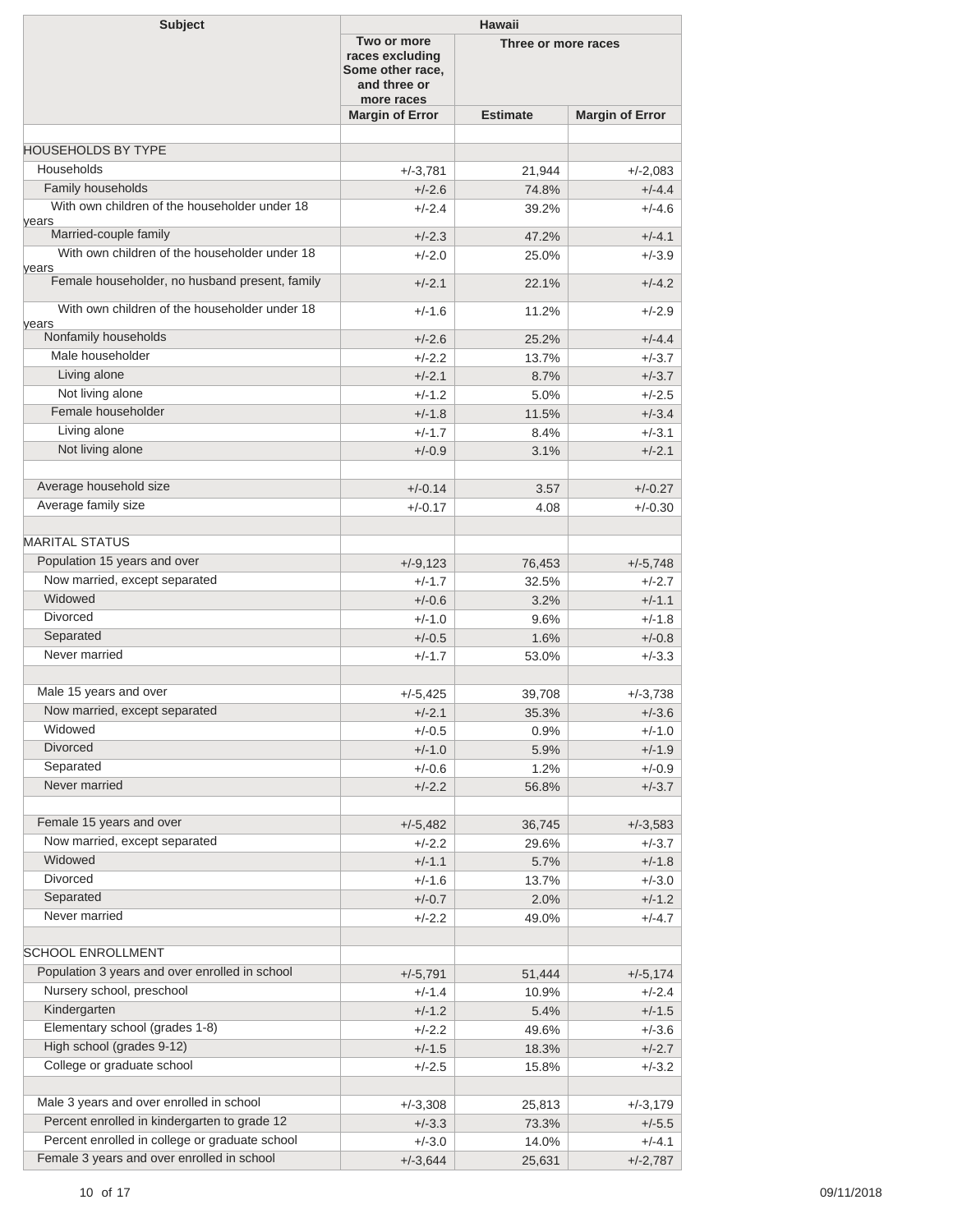| Subject | Hawaii | | |
|---|---|---|---|
| | Two or more races excluding Some other race, and three or more races | Three or more races | |
| | Margin of Error | Estimate | Margin of Error |
| | | | |
| HOUSEHOLDS BY TYPE | | | |
| Households | +/-3,781 | 21,944 | +/-2,083 |
| Family households | +/-2.6 | 74.8% | +/-4.4 |
| With own children of the householder under 18 years | +/-2.4 | 39.2% | +/-4.6 |
| Married-couple family | +/-2.3 | 47.2% | +/-4.1 |
| With own children of the householder under 18 years | +/-2.0 | 25.0% | +/-3.9 |
| Female householder, no husband present, family | +/-2.1 | 22.1% | +/-4.2 |
| With own children of the householder under 18 years | +/-1.6 | 11.2% | +/-2.9 |
| Nonfamily households | +/-2.6 | 25.2% | +/-4.4 |
| Male householder | +/-2.2 | 13.7% | +/-3.7 |
| Living alone | +/-2.1 | 8.7% | +/-3.7 |
| Not living alone | +/-1.2 | 5.0% | +/-2.5 |
| Female householder | +/-1.8 | 11.5% | +/-3.4 |
| Living alone | +/-1.7 | 8.4% | +/-3.1 |
| Not living alone | +/-0.9 | 3.1% | +/-2.1 |
| | | | |
| Average household size | +/-0.14 | 3.57 | +/-0.27 |
| Average family size | +/-0.17 | 4.08 | +/-0.30 |
| | | | |
| MARITAL STATUS | | | |
| Population 15 years and over | +/-9,123 | 76,453 | +/-5,748 |
| Now married, except separated | +/-1.7 | 32.5% | +/-2.7 |
| Widowed | +/-0.6 | 3.2% | +/-1.1 |
| Divorced | +/-1.0 | 9.6% | +/-1.8 |
| Separated | +/-0.5 | 1.6% | +/-0.8 |
| Never married | +/-1.7 | 53.0% | +/-3.3 |
| | | | |
| Male 15 years and over | +/-5,425 | 39,708 | +/-3,738 |
| Now married, except separated | +/-2.1 | 35.3% | +/-3.6 |
| Widowed | +/-0.5 | 0.9% | +/-1.0 |
| Divorced | +/-1.0 | 5.9% | +/-1.9 |
| Separated | +/-0.6 | 1.2% | +/-0.9 |
| Never married | +/-2.2 | 56.8% | +/-3.7 |
| | | | |
| Female 15 years and over | +/-5,482 | 36,745 | +/-3,583 |
| Now married, except separated | +/-2.2 | 29.6% | +/-3.7 |
| Widowed | +/-1.1 | 5.7% | +/-1.8 |
| Divorced | +/-1.6 | 13.7% | +/-3.0 |
| Separated | +/-0.7 | 2.0% | +/-1.2 |
| Never married | +/-2.2 | 49.0% | +/-4.7 |
| | | | |
| SCHOOL ENROLLMENT | | | |
| Population 3 years and over enrolled in school | +/-5,791 | 51,444 | +/-5,174 |
| Nursery school, preschool | +/-1.4 | 10.9% | +/-2.4 |
| Kindergarten | +/-1.2 | 5.4% | +/-1.5 |
| Elementary school (grades 1-8) | +/-2.2 | 49.6% | +/-3.6 |
| High school (grades 9-12) | +/-1.5 | 18.3% | +/-2.7 |
| College or graduate school | +/-2.5 | 15.8% | +/-3.2 |
| | | | |
| Male 3 years and over enrolled in school | +/-3,308 | 25,813 | +/-3,179 |
| Percent enrolled in kindergarten to grade 12 | +/-3.3 | 73.3% | +/-5.5 |
| Percent enrolled in college or graduate school | +/-3.0 | 14.0% | +/-4.1 |
| Female 3 years and over enrolled in school | +/-3,644 | 25,631 | +/-2,787 |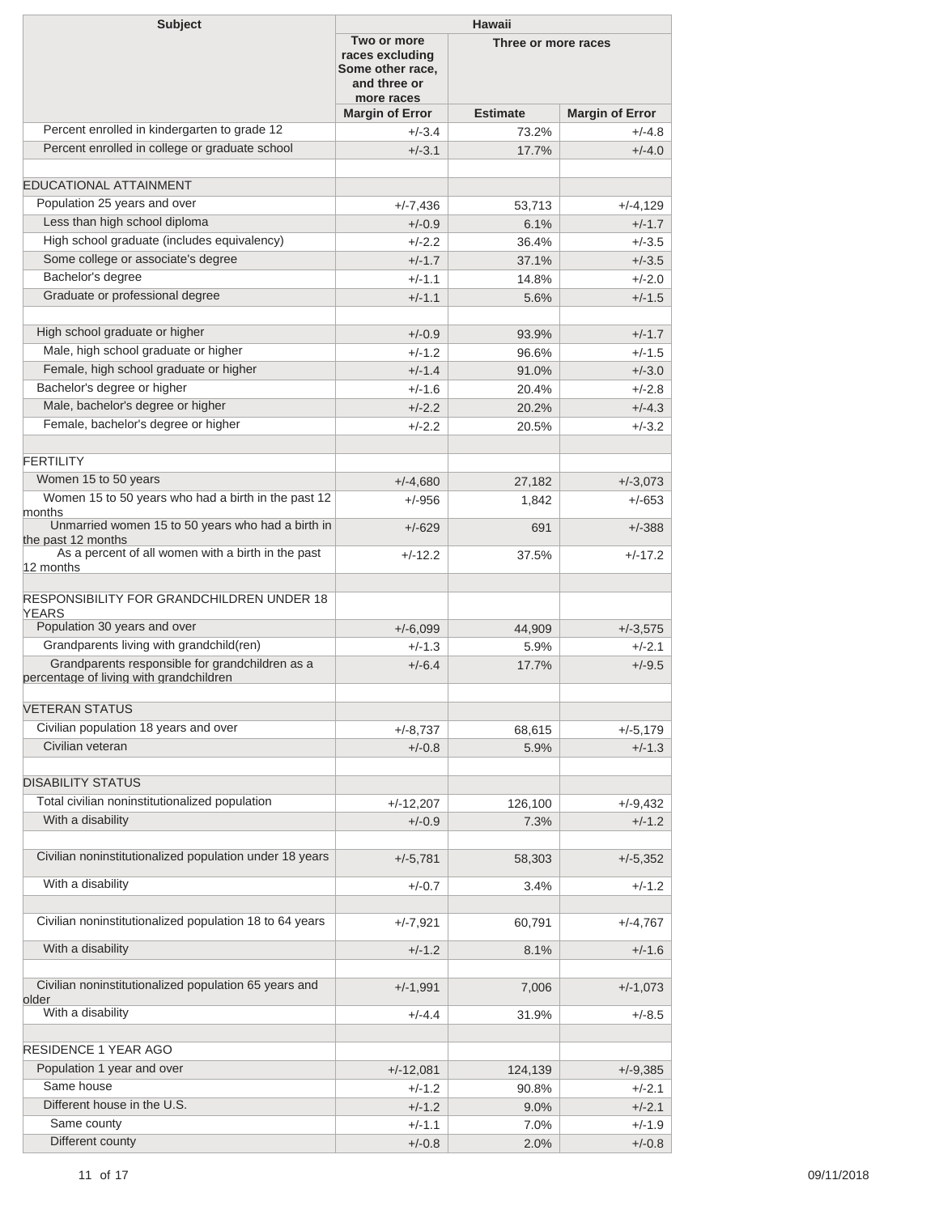| Subject | Hawaii | | |
|---|---|---|---|
| | Two or more races excluding Some other race, and three or more races | Three or more races | |
| | Margin of Error | Estimate | Margin of Error |
| Percent enrolled in kindergarten to grade 12 | +/-3.4 | 73.2% | +/-4.8 |
| Percent enrolled in college or graduate school | +/-3.1 | 17.7% | +/-4.0 |
| | | | |
| EDUCATIONAL ATTAINMENT | | | |
| Population 25 years and over | +/-7,436 | 53,713 | +/-4,129 |
| Less than high school diploma | +/-0.9 | 6.1% | +/-1.7 |
| High school graduate (includes equivalency) | +/-2.2 | 36.4% | +/-3.5 |
| Some college or associate's degree | +/-1.7 | 37.1% | +/-3.5 |
| Bachelor's degree | +/-1.1 | 14.8% | +/-2.0 |
| Graduate or professional degree | +/-1.1 | 5.6% | +/-1.5 |
| | | | |
| High school graduate or higher | +/-0.9 | 93.9% | +/-1.7 |
| Male, high school graduate or higher | +/-1.2 | 96.6% | +/-1.5 |
| Female, high school graduate or higher | +/-1.4 | 91.0% | +/-3.0 |
| Bachelor's degree or higher | +/-1.6 | 20.4% | +/-2.8 |
| Male, bachelor's degree or higher | +/-2.2 | 20.2% | +/-4.3 |
| Female, bachelor's degree or higher | +/-2.2 | 20.5% | +/-3.2 |
| | | | |
| FERTILITY | | | |
| Women 15 to 50 years | +/-4,680 | 27,182 | +/-3,073 |
| Women 15 to 50 years who had a birth in the past 12 months | +/-956 | 1,842 | +/-653 |
| Unmarried women 15 to 50 years who had a birth in the past 12 months | +/-629 | 691 | +/-388 |
| As a percent of all women with a birth in the past 12 months | +/-12.2 | 37.5% | +/-17.2 |
| | | | |
| RESPONSIBILITY FOR GRANDCHILDREN UNDER 18 YEARS | | | |
| Population 30 years and over | +/-6,099 | 44,909 | +/-3,575 |
| Grandparents living with grandchild(ren) | +/-1.3 | 5.9% | +/-2.1 |
| Grandparents responsible for grandchildren as a percentage of living with grandchildren | +/-6.4 | 17.7% | +/-9.5 |
| | | | |
| VETERAN STATUS | | | |
| Civilian population 18 years and over | +/-8,737 | 68,615 | +/-5,179 |
| Civilian veteran | +/-0.8 | 5.9% | +/-1.3 |
| | | | |
| DISABILITY STATUS | | | |
| Total civilian noninstitutionalized population | +/-12,207 | 126,100 | +/-9,432 |
| With a disability | +/-0.9 | 7.3% | +/-1.2 |
| | | | |
| Civilian noninstitutionalized population under 18 years | +/-5,781 | 58,303 | +/-5,352 |
| With a disability | +/-0.7 | 3.4% | +/-1.2 |
| | | | |
| Civilian noninstitutionalized population 18 to 64 years | +/-7,921 | 60,791 | +/-4,767 |
| With a disability | +/-1.2 | 8.1% | +/-1.6 |
| | | | |
| Civilian noninstitutionalized population 65 years and older | +/-1,991 | 7,006 | +/-1,073 |
| With a disability | +/-4.4 | 31.9% | +/-8.5 |
| | | | |
| RESIDENCE 1 YEAR AGO | | | |
| Population 1 year and over | +/-12,081 | 124,139 | +/-9,385 |
| Same house | +/-1.2 | 90.8% | +/-2.1 |
| Different house in the U.S. | +/-1.2 | 9.0% | +/-2.1 |
| Same county | +/-1.1 | 7.0% | +/-1.9 |
| Different county | +/-0.8 | 2.0% | +/-0.8 |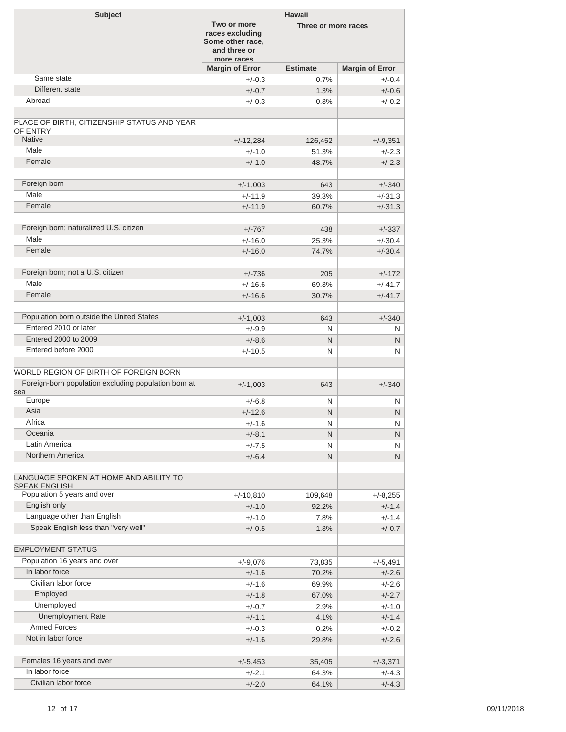| Subject | Hawaii | | |
|---|---|---|---|
| | Two or more races excluding Some other race, and three or more races | Three or more races | |
| | Margin of Error | Estimate | Margin of Error |
| Same state | +/-0.3 | 0.7% | +/-0.4 |
| Different state | +/-0.7 | 1.3% | +/-0.6 |
| Abroad | +/-0.3 | 0.3% | +/-0.2 |
| | | | |
| PLACE OF BIRTH, CITIZENSHIP STATUS AND YEAR OF ENTRY | | | |
| Native | +/-12,284 | 126,452 | +/-9,351 |
| Male | +/-1.0 | 51.3% | +/-2.3 |
| Female | +/-1.0 | 48.7% | +/-2.3 |
| | | | |
| Foreign born | +/-1,003 | 643 | +/-340 |
| Male | +/-11.9 | 39.3% | +/-31.3 |
| Female | +/-11.9 | 60.7% | +/-31.3 |
| | | | |
| Foreign born; naturalized U.S. citizen | +/-767 | 438 | +/-337 |
| Male | +/-16.0 | 25.3% | +/-30.4 |
| Female | +/-16.0 | 74.7% | +/-30.4 |
| | | | |
| Foreign born; not a U.S. citizen | +/-736 | 205 | +/-172 |
| Male | +/-16.6 | 69.3% | +/-41.7 |
| Female | +/-16.6 | 30.7% | +/-41.7 |
| | | | |
| Population born outside the United States | +/-1,003 | 643 | +/-340 |
| Entered 2010 or later | +/-9.9 | N | N |
| Entered 2000 to 2009 | +/-8.6 | N | N |
| Entered before 2000 | +/-10.5 | N | N |
| | | | |
| WORLD REGION OF BIRTH OF FOREIGN BORN | | | |
| Foreign-born population excluding population born at sea | +/-1,003 | 643 | +/-340 |
| Europe | +/-6.8 | N | N |
| Asia | +/-12.6 | N | N |
| Africa | +/-1.6 | N | N |
| Oceania | +/-8.1 | N | N |
| Latin America | +/-7.5 | N | N |
| Northern America | +/-6.4 | N | N |
| | | | |
| LANGUAGE SPOKEN AT HOME AND ABILITY TO SPEAK ENGLISH | | | |
| Population 5 years and over | +/-10,810 | 109,648 | +/-8,255 |
| English only | +/-1.0 | 92.2% | +/-1.4 |
| Language other than English | +/-1.0 | 7.8% | +/-1.4 |
| Speak English less than "very well" | +/-0.5 | 1.3% | +/-0.7 |
| | | | |
| EMPLOYMENT STATUS | | | |
| Population 16 years and over | +/-9,076 | 73,835 | +/-5,491 |
| In labor force | +/-1.6 | 70.2% | +/-2.6 |
| Civilian labor force | +/-1.6 | 69.9% | +/-2.6 |
| Employed | +/-1.8 | 67.0% | +/-2.7 |
| Unemployed | +/-0.7 | 2.9% | +/-1.0 |
| Unemployment Rate | +/-1.1 | 4.1% | +/-1.4 |
| Armed Forces | +/-0.3 | 0.2% | +/-0.2 |
| Not in labor force | +/-1.6 | 29.8% | +/-2.6 |
| | | | |
| Females 16 years and over | +/-5,453 | 35,405 | +/-3,371 |
| In labor force | +/-2.1 | 64.3% | +/-4.3 |
| Civilian labor force | +/-2.0 | 64.1% | +/-4.3 |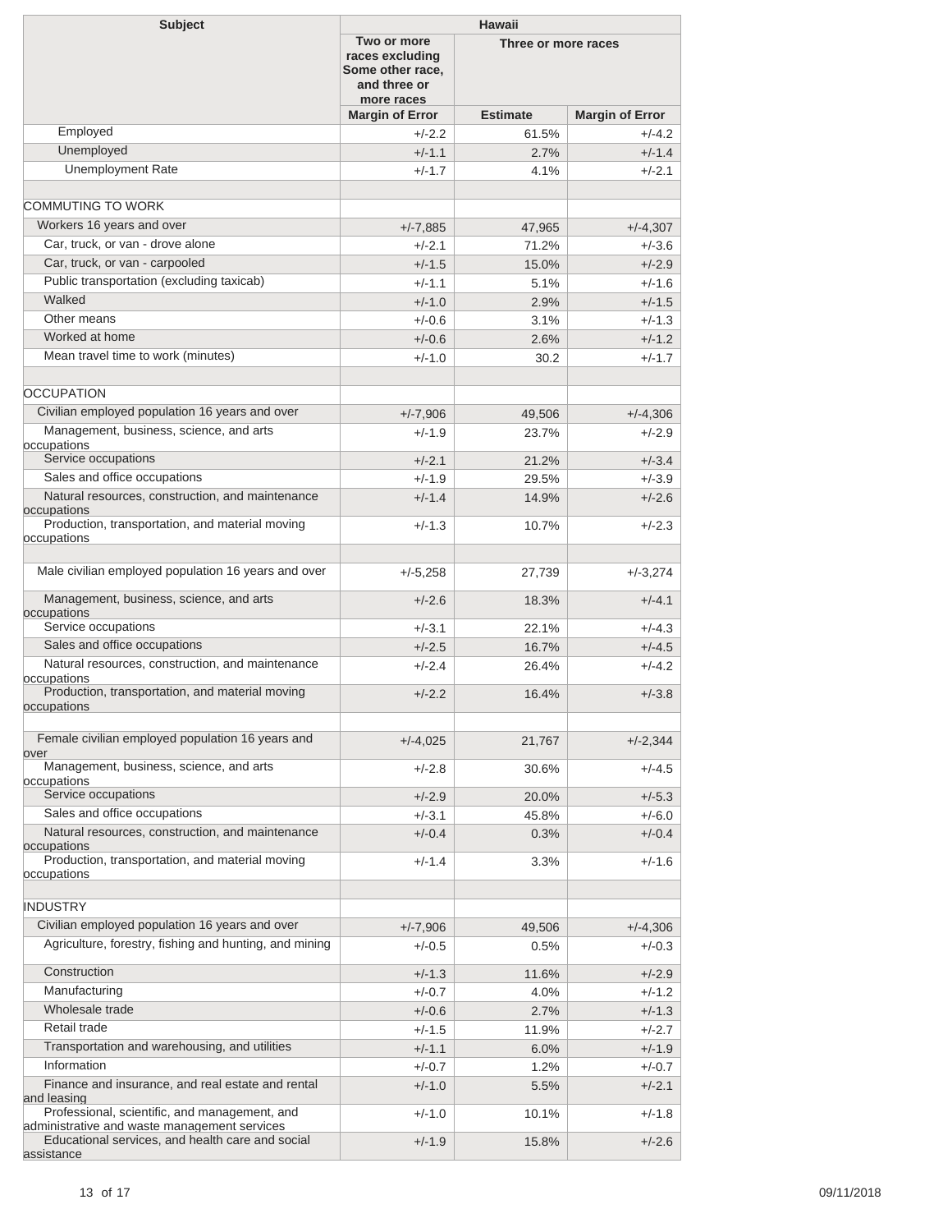| Subject | Hawaii | | |
|---|---|---|---|
| | Two or more races excluding Some other race, and three or more races | Three or more races | |
| | Margin of Error | Estimate | Margin of Error |
| Employed | +/-2.2 | 61.5% | +/-4.2 |
| Unemployed | +/-1.1 | 2.7% | +/-1.4 |
| Unemployment Rate | +/-1.7 | 4.1% | +/-2.1 |
| | | | |
| COMMUTING TO WORK | | | |
| Workers 16 years and over | +/-7,885 | 47,965 | +/-4,307 |
| Car, truck, or van - drove alone | +/-2.1 | 71.2% | +/-3.6 |
| Car, truck, or van - carpooled | +/-1.5 | 15.0% | +/-2.9 |
| Public transportation (excluding taxicab) | +/-1.1 | 5.1% | +/-1.6 |
| Walked | +/-1.0 | 2.9% | +/-1.5 |
| Other means | +/-0.6 | 3.1% | +/-1.3 |
| Worked at home | +/-0.6 | 2.6% | +/-1.2 |
| Mean travel time to work (minutes) | +/-1.0 | 30.2 | +/-1.7 |
| | | | |
| OCCUPATION | | | |
| Civilian employed population 16 years and over | +/-7,906 | 49,506 | +/-4,306 |
| Management, business, science, and arts occupations | +/-1.9 | 23.7% | +/-2.9 |
| Service occupations | +/-2.1 | 21.2% | +/-3.4 |
| Sales and office occupations | +/-1.9 | 29.5% | +/-3.9 |
| Natural resources, construction, and maintenance occupations | +/-1.4 | 14.9% | +/-2.6 |
| Production, transportation, and material moving occupations | +/-1.3 | 10.7% | +/-2.3 |
| | | | |
| Male civilian employed population 16 years and over | +/-5,258 | 27,739 | +/-3,274 |
| Management, business, science, and arts occupations | +/-2.6 | 18.3% | +/-4.1 |
| Service occupations | +/-3.1 | 22.1% | +/-4.3 |
| Sales and office occupations | +/-2.5 | 16.7% | +/-4.5 |
| Natural resources, construction, and maintenance occupations | +/-2.4 | 26.4% | +/-4.2 |
| Production, transportation, and material moving occupations | +/-2.2 | 16.4% | +/-3.8 |
| | | | |
| Female civilian employed population 16 years and over | +/-4,025 | 21,767 | +/-2,344 |
| Management, business, science, and arts occupations | +/-2.8 | 30.6% | +/-4.5 |
| Service occupations | +/-2.9 | 20.0% | +/-5.3 |
| Sales and office occupations | +/-3.1 | 45.8% | +/-6.0 |
| Natural resources, construction, and maintenance occupations | +/-0.4 | 0.3% | +/-0.4 |
| Production, transportation, and material moving occupations | +/-1.4 | 3.3% | +/-1.6 |
| | | | |
| INDUSTRY | | | |
| Civilian employed population 16 years and over | +/-7,906 | 49,506 | +/-4,306 |
| Agriculture, forestry, fishing and hunting, and mining | +/-0.5 | 0.5% | +/-0.3 |
| Construction | +/-1.3 | 11.6% | +/-2.9 |
| Manufacturing | +/-0.7 | 4.0% | +/-1.2 |
| Wholesale trade | +/-0.6 | 2.7% | +/-1.3 |
| Retail trade | +/-1.5 | 11.9% | +/-2.7 |
| Transportation and warehousing, and utilities | +/-1.1 | 6.0% | +/-1.9 |
| Information | +/-0.7 | 1.2% | +/-0.7 |
| Finance and insurance, and real estate and rental and leasing | +/-1.0 | 5.5% | +/-2.1 |
| Professional, scientific, and management, and administrative and waste management services | +/-1.0 | 10.1% | +/-1.8 |
| Educational services, and health care and social assistance | +/-1.9 | 15.8% | +/-2.6 |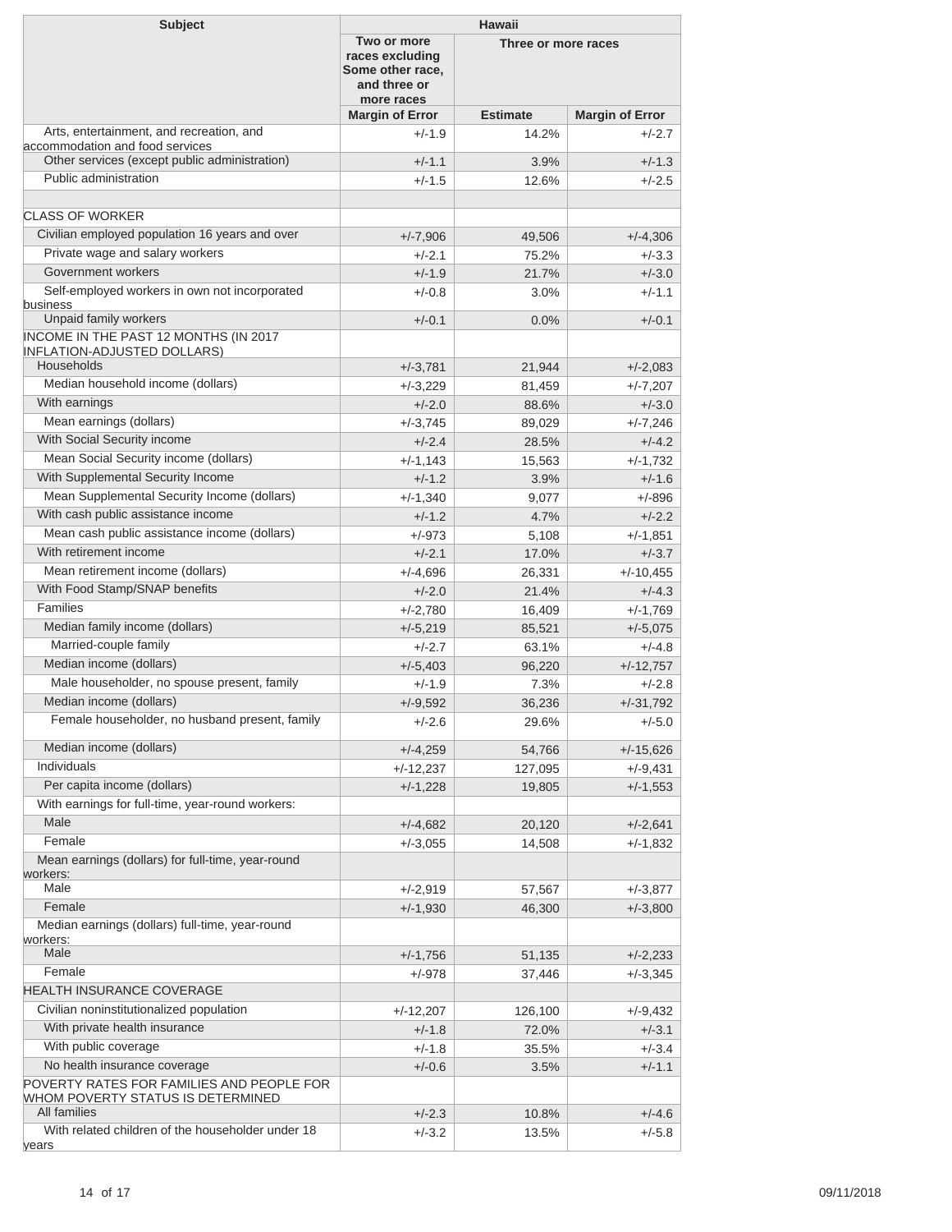| Subject | Hawaii | | |
|---|---|---|---|
| | Two or more races excluding Some other race, and three or more races | Three or more races | |
| | Margin of Error | Estimate | Margin of Error |
| Arts, entertainment, and recreation, and accommodation and food services | +/-1.9 | 14.2% | +/-2.7 |
| Other services (except public administration) | +/-1.1 | 3.9% | +/-1.3 |
| Public administration | +/-1.5 | 12.6% | +/-2.5 |
| | | | |
| CLASS OF WORKER | | | |
| Civilian employed population 16 years and over | +/-7,906 | 49,506 | +/-4,306 |
| Private wage and salary workers | +/-2.1 | 75.2% | +/-3.3 |
| Government workers | +/-1.9 | 21.7% | +/-3.0 |
| Self-employed workers in own not incorporated business | +/-0.8 | 3.0% | +/-1.1 |
| Unpaid family workers | +/-0.1 | 0.0% | +/-0.1 |
| INCOME IN THE PAST 12 MONTHS (IN 2017 INFLATION-ADJUSTED DOLLARS) | | | |
| Households | +/-3,781 | 21,944 | +/-2,083 |
| Median household income (dollars) | +/-3,229 | 81,459 | +/-7,207 |
| With earnings | +/-2.0 | 88.6% | +/-3.0 |
| Mean earnings (dollars) | +/-3,745 | 89,029 | +/-7,246 |
| With Social Security income | +/-2.4 | 28.5% | +/-4.2 |
| Mean Social Security income (dollars) | +/-1,143 | 15,563 | +/-1,732 |
| With Supplemental Security Income | +/-1.2 | 3.9% | +/-1.6 |
| Mean Supplemental Security Income (dollars) | +/-1,340 | 9,077 | +/-896 |
| With cash public assistance income | +/-1.2 | 4.7% | +/-2.2 |
| Mean cash public assistance income (dollars) | +/-973 | 5,108 | +/-1,851 |
| With retirement income | +/-2.1 | 17.0% | +/-3.7 |
| Mean retirement income (dollars) | +/-4,696 | 26,331 | +/-10,455 |
| With Food Stamp/SNAP benefits | +/-2.0 | 21.4% | +/-4.3 |
| Families | +/-2,780 | 16,409 | +/-1,769 |
| Median family income (dollars) | +/-5,219 | 85,521 | +/-5,075 |
| Married-couple family | +/-2.7 | 63.1% | +/-4.8 |
| Median income (dollars) | +/-5,403 | 96,220 | +/-12,757 |
| Male householder, no spouse present, family | +/-1.9 | 7.3% | +/-2.8 |
| Median income (dollars) | +/-9,592 | 36,236 | +/-31,792 |
| Female householder, no husband present, family | +/-2.6 | 29.6% | +/-5.0 |
| Median income (dollars) | +/-4,259 | 54,766 | +/-15,626 |
| Individuals | +/-12,237 | 127,095 | +/-9,431 |
| Per capita income (dollars) | +/-1,228 | 19,805 | +/-1,553 |
| With earnings for full-time, year-round workers: | | | |
| Male | +/-4,682 | 20,120 | +/-2,641 |
| Female | +/-3,055 | 14,508 | +/-1,832 |
| Mean earnings (dollars) for full-time, year-round workers: | | | |
| Male | +/-2,919 | 57,567 | +/-3,877 |
| Female | +/-1,930 | 46,300 | +/-3,800 |
| Median earnings (dollars) full-time, year-round workers: | | | |
| Male | +/-1,756 | 51,135 | +/-2,233 |
| Female | +/-978 | 37,446 | +/-3,345 |
| HEALTH INSURANCE COVERAGE | | | |
| Civilian noninstitutionalized population | +/-12,207 | 126,100 | +/-9,432 |
| With private health insurance | +/-1.8 | 72.0% | +/-3.1 |
| With public coverage | +/-1.8 | 35.5% | +/-3.4 |
| No health insurance coverage | +/-0.6 | 3.5% | +/-1.1 |
| POVERTY RATES FOR FAMILIES AND PEOPLE FOR WHOM POVERTY STATUS IS DETERMINED | | | |
| All families | +/-2.3 | 10.8% | +/-4.6 |
| With related children of the householder under 18 years | +/-3.2 | 13.5% | +/-5.8 |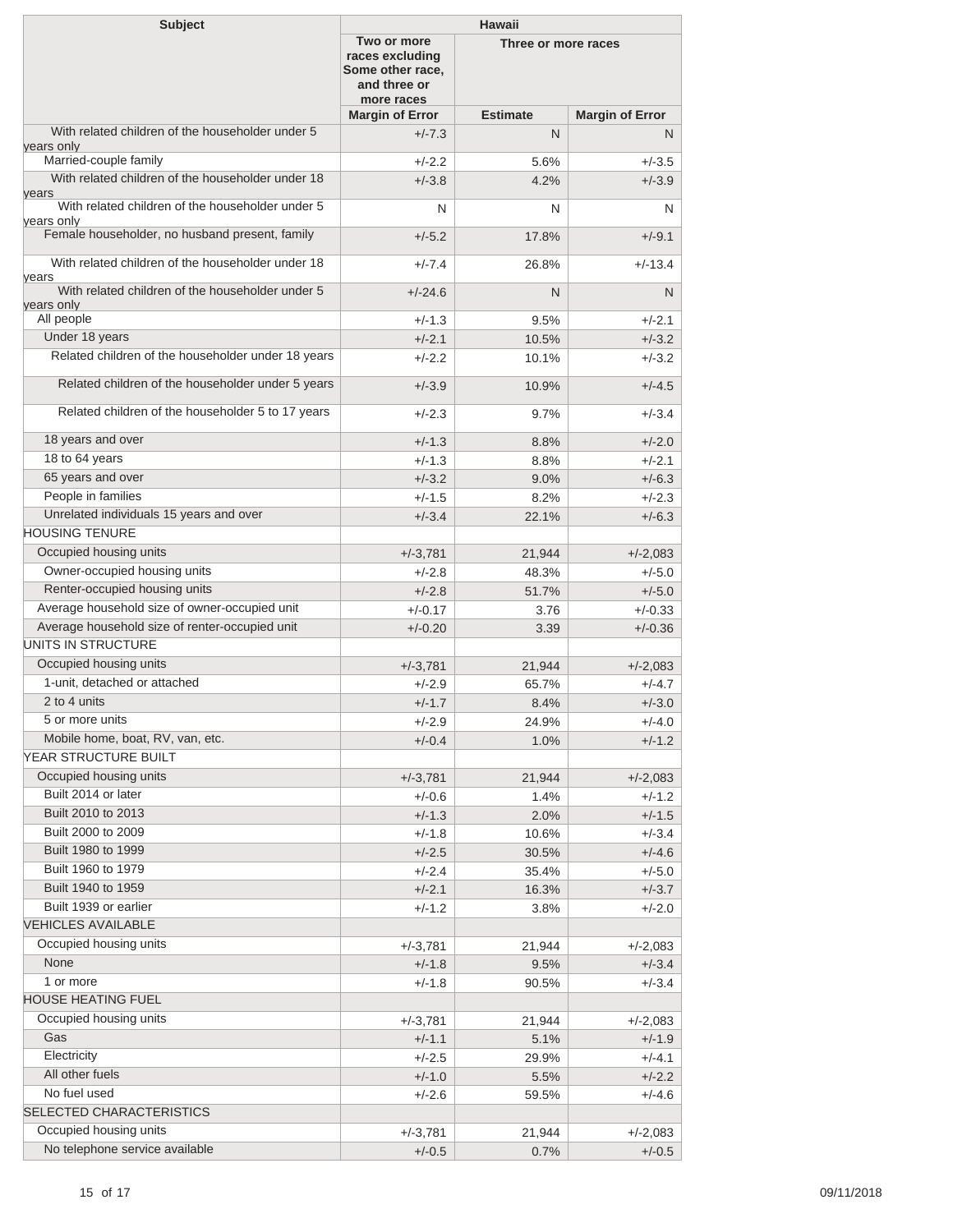| Subject | Hawaii | | |
|---|---|---|---|
| | Two or more races excluding Some other race, and three or more races | Three or more races | |
| | Margin of Error | Estimate | Margin of Error |
| With related children of the householder under 5 years only | +/-7.3 | N | N |
| Married-couple family | +/-2.2 | 5.6% | +/-3.5 |
| With related children of the householder under 18 years | +/-3.8 | 4.2% | +/-3.9 |
| With related children of the householder under 5 years only | N | N | N |
| Female householder, no husband present, family | +/-5.2 | 17.8% | +/-9.1 |
| With related children of the householder under 18 years | +/-7.4 | 26.8% | +/-13.4 |
| With related children of the householder under 5 years only | +/-24.6 | N | N |
| All people | +/-1.3 | 9.5% | +/-2.1 |
| Under 18 years | +/-2.1 | 10.5% | +/-3.2 |
| Related children of the householder under 18 years | +/-2.2 | 10.1% | +/-3.2 |
| Related children of the householder under 5 years | +/-3.9 | 10.9% | +/-4.5 |
| Related children of the householder 5 to 17 years | +/-2.3 | 9.7% | +/-3.4 |
| 18 years and over | +/-1.3 | 8.8% | +/-2.0 |
| 18 to 64 years | +/-1.3 | 8.8% | +/-2.1 |
| 65 years and over | +/-3.2 | 9.0% | +/-6.3 |
| People in families | +/-1.5 | 8.2% | +/-2.3 |
| Unrelated individuals 15 years and over | +/-3.4 | 22.1% | +/-6.3 |
| HOUSING TENURE | | | |
| Occupied housing units | +/-3,781 | 21,944 | +/-2,083 |
| Owner-occupied housing units | +/-2.8 | 48.3% | +/-5.0 |
| Renter-occupied housing units | +/-2.8 | 51.7% | +/-5.0 |
| Average household size of owner-occupied unit | +/-0.17 | 3.76 | +/-0.33 |
| Average household size of renter-occupied unit | +/-0.20 | 3.39 | +/-0.36 |
| UNITS IN STRUCTURE | | | |
| Occupied housing units | +/-3,781 | 21,944 | +/-2,083 |
| 1-unit, detached or attached | +/-2.9 | 65.7% | +/-4.7 |
| 2 to 4 units | +/-1.7 | 8.4% | +/-3.0 |
| 5 or more units | +/-2.9 | 24.9% | +/-4.0 |
| Mobile home, boat, RV, van, etc. | +/-0.4 | 1.0% | +/-1.2 |
| YEAR STRUCTURE BUILT | | | |
| Occupied housing units | +/-3,781 | 21,944 | +/-2,083 |
| Built 2014 or later | +/-0.6 | 1.4% | +/-1.2 |
| Built 2010 to 2013 | +/-1.3 | 2.0% | +/-1.5 |
| Built 2000 to 2009 | +/-1.8 | 10.6% | +/-3.4 |
| Built 1980 to 1999 | +/-2.5 | 30.5% | +/-4.6 |
| Built 1960 to 1979 | +/-2.4 | 35.4% | +/-5.0 |
| Built 1940 to 1959 | +/-2.1 | 16.3% | +/-3.7 |
| Built 1939 or earlier | +/-1.2 | 3.8% | +/-2.0 |
| VEHICLES AVAILABLE | | | |
| Occupied housing units | +/-3,781 | 21,944 | +/-2,083 |
| None | +/-1.8 | 9.5% | +/-3.4 |
| 1 or more | +/-1.8 | 90.5% | +/-3.4 |
| HOUSE HEATING FUEL | | | |
| Occupied housing units | +/-3,781 | 21,944 | +/-2,083 |
| Gas | +/-1.1 | 5.1% | +/-1.9 |
| Electricity | +/-2.5 | 29.9% | +/-4.1 |
| All other fuels | +/-1.0 | 5.5% | +/-2.2 |
| No fuel used | +/-2.6 | 59.5% | +/-4.6 |
| SELECTED CHARACTERISTICS | | | |
| Occupied housing units | +/-3,781 | 21,944 | +/-2,083 |
| No telephone service available | +/-0.5 | 0.7% | +/-0.5 |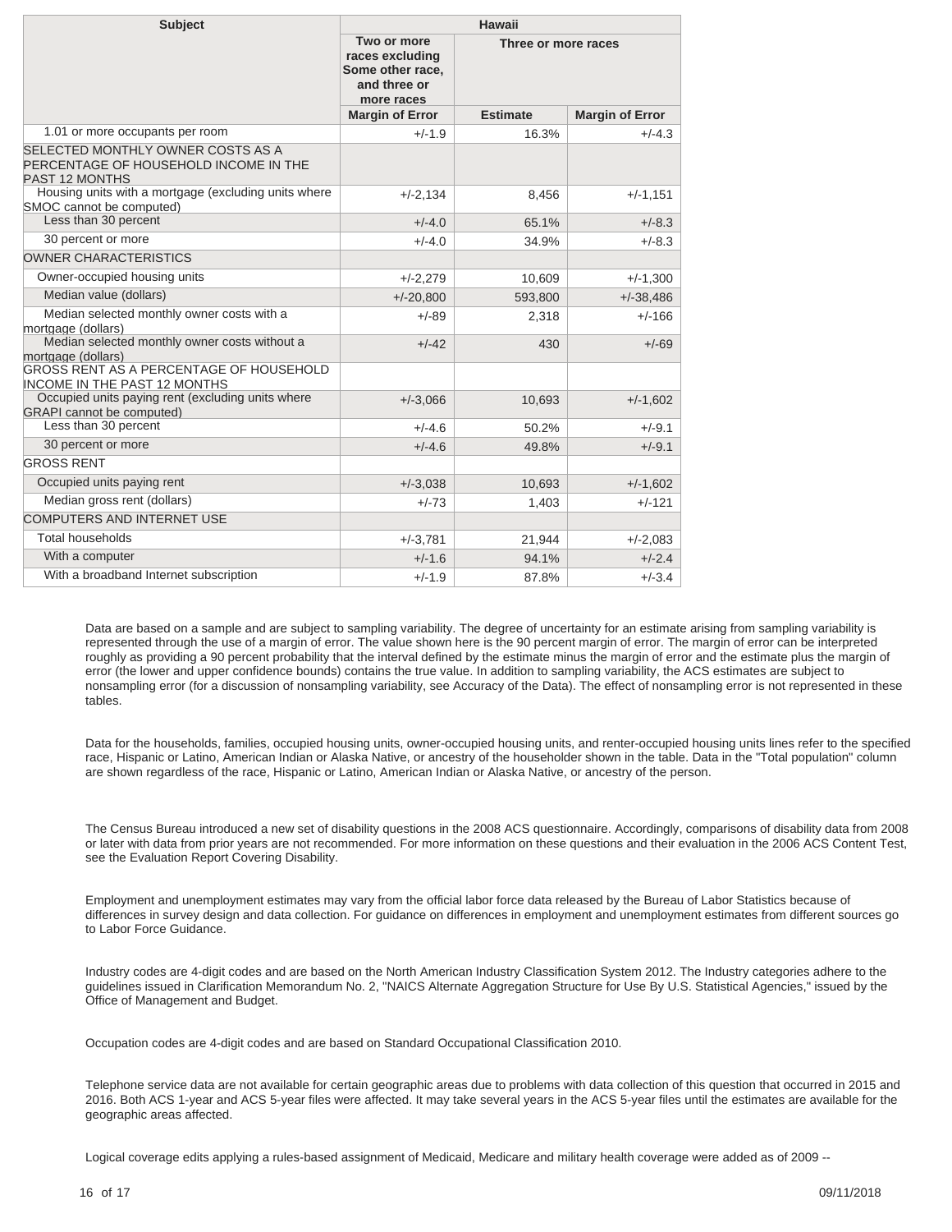| Subject | Hawaii | | |
|---|---|---|---|
| | Two or more races excluding Some other race, and three or more races | Three or more races | |
| | Margin of Error | Estimate | Margin of Error |
| 1.01 or more occupants per room | +/-1.9 | 16.3% | +/-4.3 |
| SELECTED MONTHLY OWNER COSTS AS A PERCENTAGE OF HOUSEHOLD INCOME IN THE PAST 12 MONTHS | | | |
| Housing units with a mortgage (excluding units where SMOC cannot be computed) | +/-2,134 | 8,456 | +/-1,151 |
| Less than 30 percent | +/-4.0 | 65.1% | +/-8.3 |
| 30 percent or more | +/-4.0 | 34.9% | +/-8.3 |
| OWNER CHARACTERISTICS | | | |
| Owner-occupied housing units | +/-2,279 | 10,609 | +/-1,300 |
| Median value (dollars) | +/-20,800 | 593,800 | +/-38,486 |
| Median selected monthly owner costs with a mortgage (dollars) | +/-89 | 2,318 | +/-166 |
| Median selected monthly owner costs without a mortgage (dollars) | +/-42 | 430 | +/-69 |
| GROSS RENT AS A PERCENTAGE OF HOUSEHOLD INCOME IN THE PAST 12 MONTHS | | | |
| Occupied units paying rent (excluding units where GRAPI cannot be computed) | +/-3,066 | 10,693 | +/-1,602 |
| Less than 30 percent | +/-4.6 | 50.2% | +/-9.1 |
| 30 percent or more | +/-4.6 | 49.8% | +/-9.1 |
| GROSS RENT | | | |
| Occupied units paying rent | +/-3,038 | 10,693 | +/-1,602 |
| Median gross rent (dollars) | +/-73 | 1,403 | +/-121 |
| COMPUTERS AND INTERNET USE | | | |
| Total households | +/-3,781 | 21,944 | +/-2,083 |
| With a computer | +/-1.6 | 94.1% | +/-2.4 |
| With a broadband Internet subscription | +/-1.9 | 87.8% | +/-3.4 |

Data are based on a sample and are subject to sampling variability. The degree of uncertainty for an estimate arising from sampling variability is represented through the use of a margin of error. The value shown here is the 90 percent margin of error. The margin of error can be interpreted roughly as providing a 90 percent probability that the interval defined by the estimate minus the margin of error and the estimate plus the margin of error (the lower and upper confidence bounds) contains the true value. In addition to sampling variability, the ACS estimates are subject to nonsampling error (for a discussion of nonsampling variability, see Accuracy of the Data). The effect of nonsampling error is not represented in these tables.

Data for the households, families, occupied housing units, owner-occupied housing units, and renter-occupied housing units lines refer to the specified race, Hispanic or Latino, American Indian or Alaska Native, or ancestry of the householder shown in the table. Data in the "Total population" column are shown regardless of the race, Hispanic or Latino, American Indian or Alaska Native, or ancestry of the person.

The Census Bureau introduced a new set of disability questions in the 2008 ACS questionnaire. Accordingly, comparisons of disability data from 2008 or later with data from prior years are not recommended. For more information on these questions and their evaluation in the 2006 ACS Content Test, see the Evaluation Report Covering Disability.

Employment and unemployment estimates may vary from the official labor force data released by the Bureau of Labor Statistics because of differences in survey design and data collection. For guidance on differences in employment and unemployment estimates from different sources go to Labor Force Guidance.

Industry codes are 4-digit codes and are based on the North American Industry Classification System 2012. The Industry categories adhere to the guidelines issued in Clarification Memorandum No. 2, "NAICS Alternate Aggregation Structure for Use By U.S. Statistical Agencies," issued by the Office of Management and Budget.

Occupation codes are 4-digit codes and are based on Standard Occupational Classification 2010.

Telephone service data are not available for certain geographic areas due to problems with data collection of this question that occurred in 2015 and 2016. Both ACS 1-year and ACS 5-year files were affected. It may take several years in the ACS 5-year files until the estimates are available for the geographic areas affected.

Logical coverage edits applying a rules-based assignment of Medicaid, Medicare and military health coverage were added as of 2009 --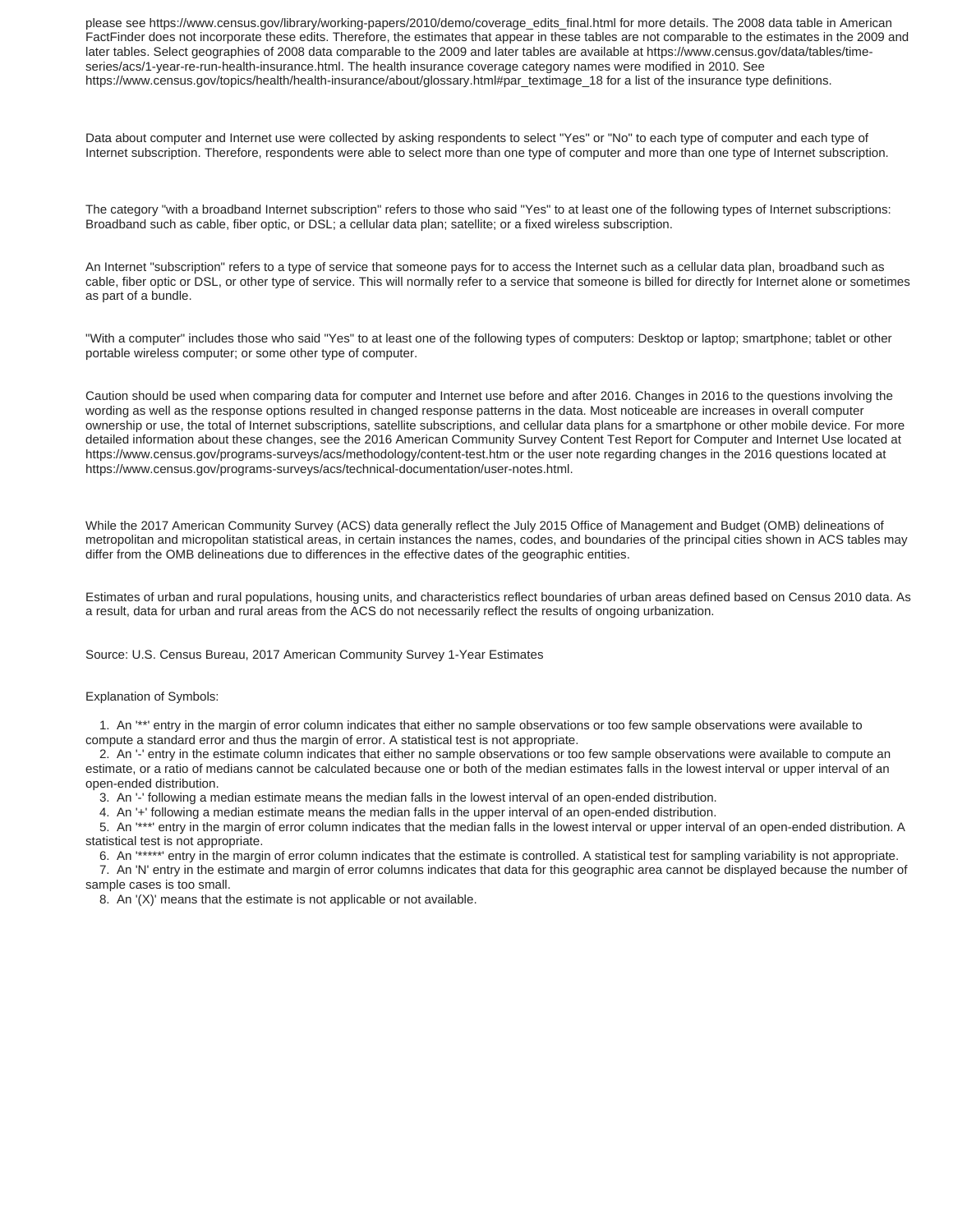please see https://www.census.gov/library/working-papers/2010/demo/coverage_edits_final.html for more details. The 2008 data table in American FactFinder does not incorporate these edits. Therefore, the estimates that appear in these tables are not comparable to the estimates in the 2009 and later tables. Select geographies of 2008 data comparable to the 2009 and later tables are available at https://www.census.gov/data/tables/time-series/acs/1-year-re-run-health-insurance.html. The health insurance coverage category names were modified in 2010. See https://www.census.gov/topics/health/health-insurance/about/glossary.html#par_textimage_18 for a list of the insurance type definitions.

Data about computer and Internet use were collected by asking respondents to select "Yes" or "No" to each type of computer and each type of Internet subscription. Therefore, respondents were able to select more than one type of computer and more than one type of Internet subscription.

The category "with a broadband Internet subscription" refers to those who said "Yes" to at least one of the following types of Internet subscriptions: Broadband such as cable, fiber optic, or DSL; a cellular data plan; satellite; or a fixed wireless subscription.

An Internet "subscription" refers to a type of service that someone pays for to access the Internet such as a cellular data plan, broadband such as cable, fiber optic or DSL, or other type of service. This will normally refer to a service that someone is billed for directly for Internet alone or sometimes as part of a bundle.

"With a computer" includes those who said "Yes" to at least one of the following types of computers: Desktop or laptop; smartphone; tablet or other portable wireless computer; or some other type of computer.

Caution should be used when comparing data for computer and Internet use before and after 2016. Changes in 2016 to the questions involving the wording as well as the response options resulted in changed response patterns in the data. Most noticeable are increases in overall computer ownership or use, the total of Internet subscriptions, satellite subscriptions, and cellular data plans for a smartphone or other mobile device. For more detailed information about these changes, see the 2016 American Community Survey Content Test Report for Computer and Internet Use located at https://www.census.gov/programs-surveys/acs/methodology/content-test.htm or the user note regarding changes in the 2016 questions located at https://www.census.gov/programs-surveys/acs/technical-documentation/user-notes.html.

While the 2017 American Community Survey (ACS) data generally reflect the July 2015 Office of Management and Budget (OMB) delineations of metropolitan and micropolitan statistical areas, in certain instances the names, codes, and boundaries of the principal cities shown in ACS tables may differ from the OMB delineations due to differences in the effective dates of the geographic entities.

Estimates of urban and rural populations, housing units, and characteristics reflect boundaries of urban areas defined based on Census 2010 data. As a result, data for urban and rural areas from the ACS do not necessarily reflect the results of ongoing urbanization.

Source: U.S. Census Bureau, 2017 American Community Survey 1-Year Estimates

Explanation of Symbols:

1. An '**' entry in the margin of error column indicates that either no sample observations or too few sample observations were available to compute a standard error and thus the margin of error. A statistical test is not appropriate.
2. An '-' entry in the estimate column indicates that either no sample observations or too few sample observations were available to compute an estimate, or a ratio of medians cannot be calculated because one or both of the median estimates falls in the lowest interval or upper interval of an open-ended distribution.
3. An '-' following a median estimate means the median falls in the lowest interval of an open-ended distribution.
4. An '+' following a median estimate means the median falls in the upper interval of an open-ended distribution.
5. An '***' entry in the margin of error column indicates that the median falls in the lowest interval or upper interval of an open-ended distribution. A statistical test is not appropriate.
6. An '*****' entry in the margin of error column indicates that the estimate is controlled. A statistical test for sampling variability is not appropriate.
7. An 'N' entry in the estimate and margin of error columns indicates that data for this geographic area cannot be displayed because the number of sample cases is too small.
8. An '(X)' means that the estimate is not applicable or not available.